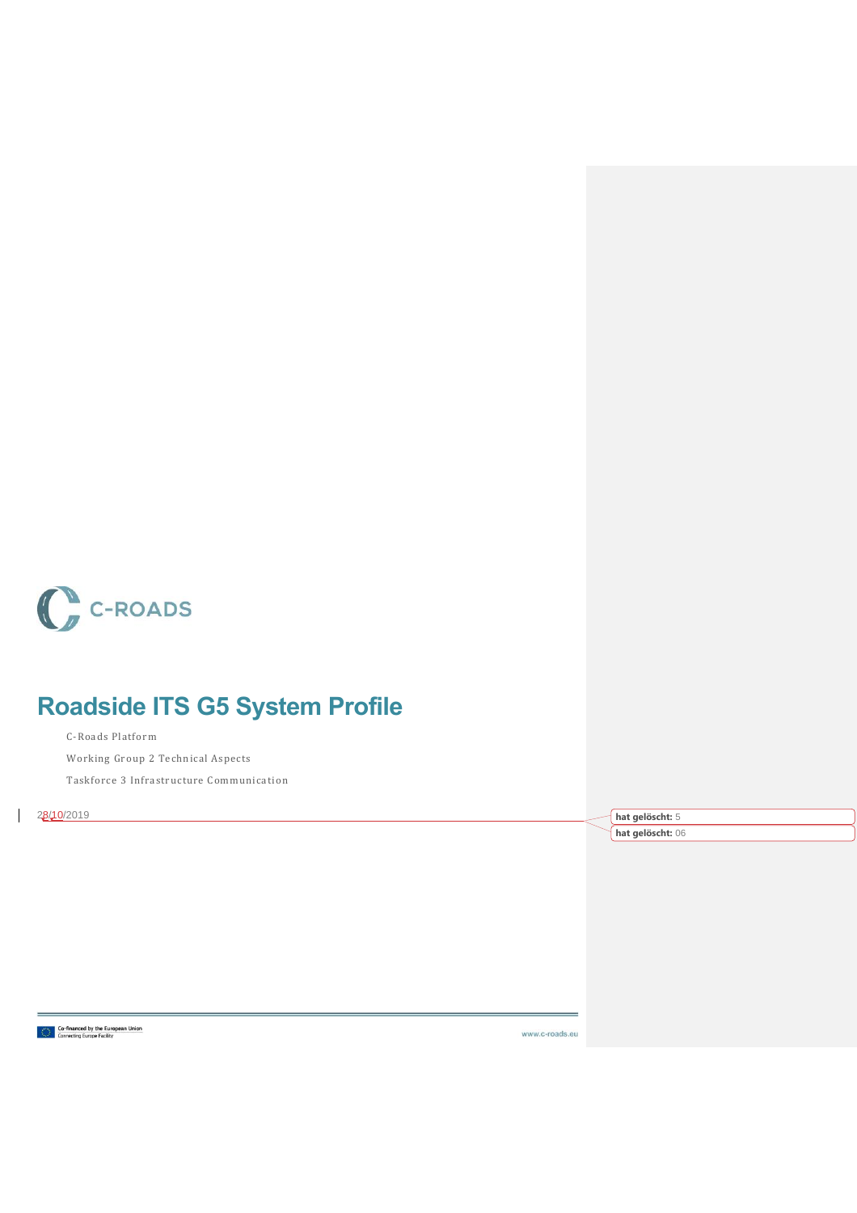C-ROADS

# Roadside ITS G5 System Profile

C-Roads Platform

Working Group 2 Technical Aspects

Taskforce 3 Infrastructure Communication

28/10/2019

hat gelöscht: 5

hat gelöscht: 06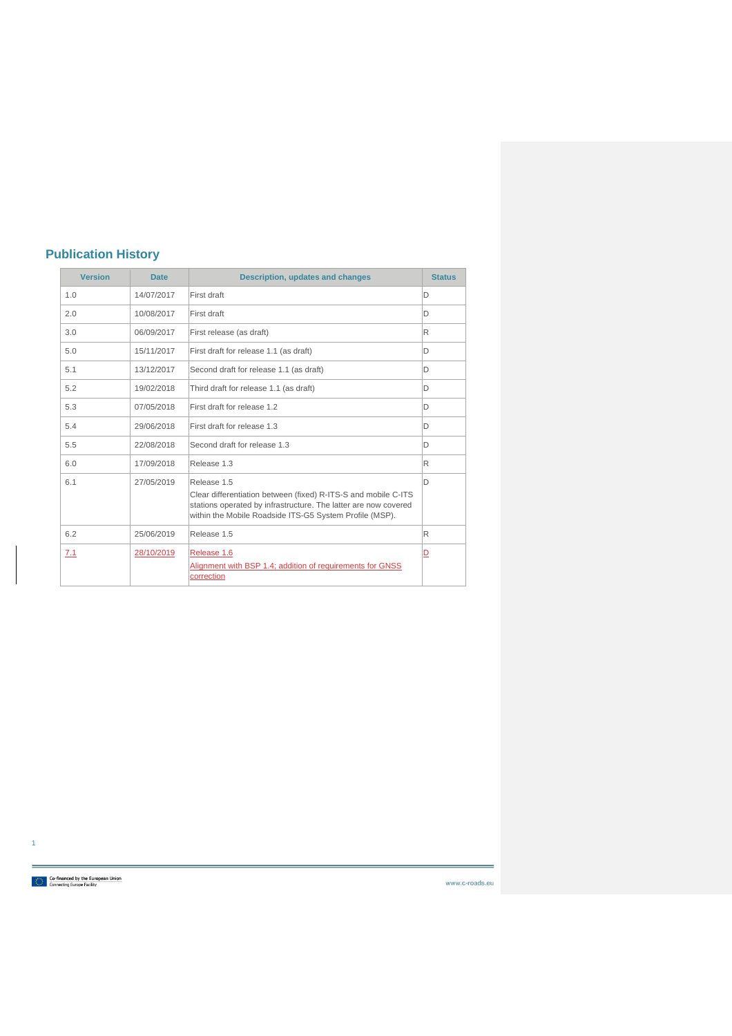## Publication History

| Version | Date | Description, updates and changes | Status |
|---|---|---|---|
| 1.0 | 14/07/2017 | First draft | D |
| 2.0 | 10/08/2017 | First draft | D |
| 3.0 | 06/09/2017 | First release (as draft) | R |
| 5.0 | 15/11/2017 | First draft for release 1.1 (as draft) | D |
| 5.1 | 13/12/2017 | Second draft for release 1.1 (as draft) | D |
| 5.2 | 19/02/2018 | Third draft for release 1.1 (as draft) | D |
| 5.3 | 07/05/2018 | First draft for release 1.2 | D |
| 5.4 | 29/06/2018 | First draft for release 1.3 | D |
| 5.5 | 22/08/2018 | Second draft for release 1.3 | D |
| 6.0 | 17/09/2018 | Release 1.3 | R |
| 6.1 | 27/05/2019 | Release 1.5<br>Clear differentiation between (fixed) R-ITS-S and mobile C-ITS stations operated by infrastructure. The latter are now covered within the Mobile Roadside ITS-G5 System Profile (MSP). | D |
| 6.2 | 25/06/2019 | Release 1.5 | R |
| 7.1 | 28/10/2019 | Release 1.6<br>Alignment with BSP 1.4; addition of requirements for GNSS correction | D |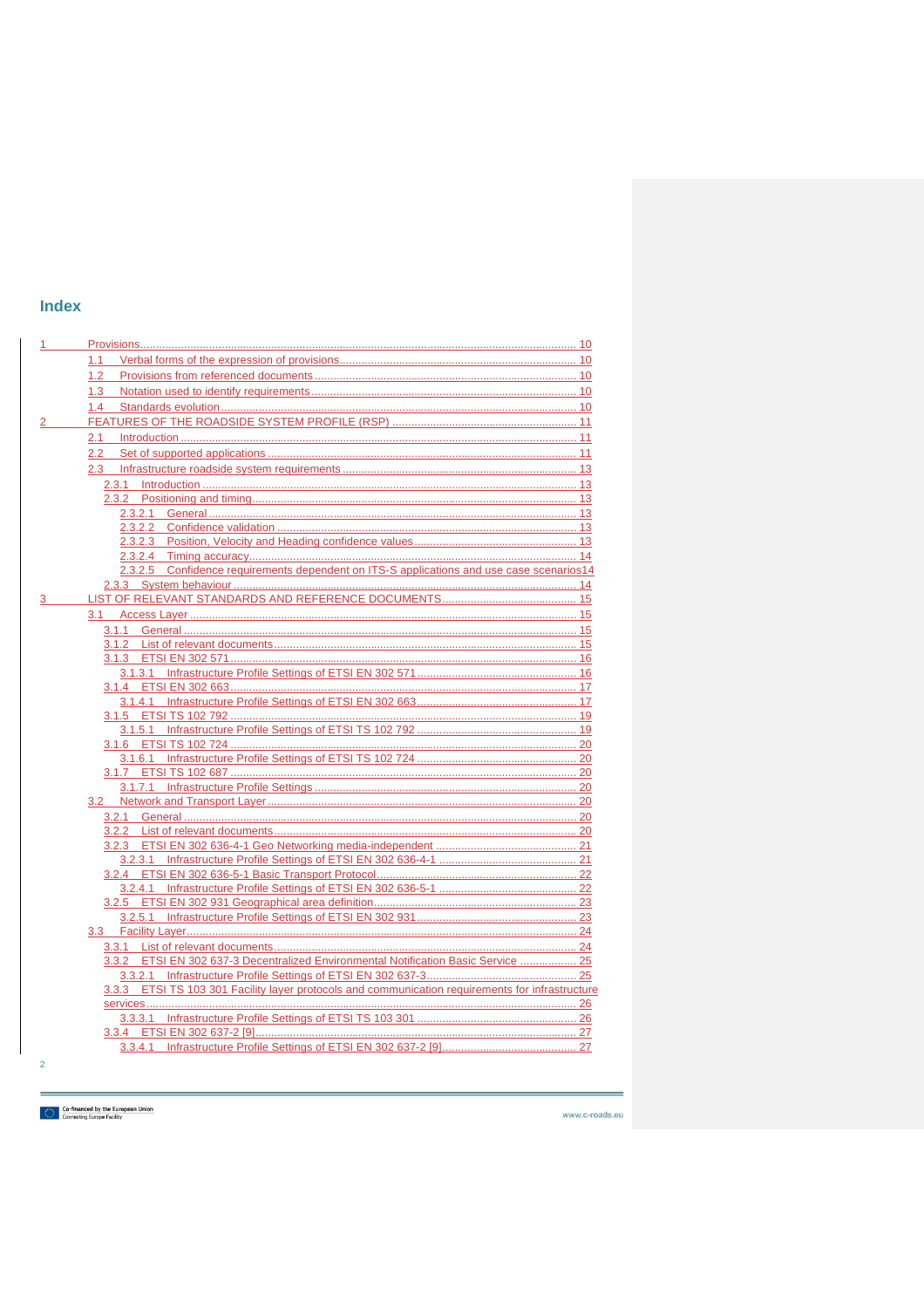# Index

- 1 Provisions ........ 10
  - 1.1 Verbal forms of the expression of provisions ........ 10
  - 1.2 Provisions from referenced documents ........ 10
  - 1.3 Notation used to identify requirements ........ 10
  - 1.4 Standards evolution ........ 10
- 2 FEATURES OF THE ROADSIDE SYSTEM PROFILE (RSP) ........ 11
  - 2.1 Introduction ........ 11
  - 2.2 Set of supported applications ........ 11
  - 2.3 Infrastructure roadside system requirements ........ 13
    - 2.3.1 Introduction ........ 13
    - 2.3.2 Positioning and timing ........ 13
      - 2.3.2.1 General ........ 13
      - 2.3.2.2 Confidence validation ........ 13
      - 2.3.2.3 Position, Velocity and Heading confidence values ........ 13
      - 2.3.2.4 Timing accuracy ........ 14
      - 2.3.2.5 Confidence requirements dependent on ITS-S applications and use case scenarios ........ 14
    - 2.3.3 System behaviour ........ 14
- 3 LIST OF RELEVANT STANDARDS AND REFERENCE DOCUMENTS ........ 15
  - 3.1 Access Layer ........ 15
    - 3.1.1 General ........ 15
    - 3.1.2 List of relevant documents ........ 15
    - 3.1.3 ETSI EN 302 571 ........ 16
      - 3.1.3.1 Infrastructure Profile Settings of ETSI EN 302 571 ........ 16
    - 3.1.4 ETSI EN 302 663 ........ 17
      - 3.1.4.1 Infrastructure Profile Settings of ETSI EN 302 663 ........ 17
    - 3.1.5 ETSI TS 102 792 ........ 19
      - 3.1.5.1 Infrastructure Profile Settings of ETSI TS 102 792 ........ 19
    - 3.1.6 ETSI TS 102 724 ........ 20
      - 3.1.6.1 Infrastructure Profile Settings of ETSI TS 102 724 ........ 20
    - 3.1.7 ETSI TS 102 687 ........ 20
      - 3.1.7.1 Infrastructure Profile Settings ........ 20
  - 3.2 Network and Transport Layer ........ 20
    - 3.2.1 General ........ 20
    - 3.2.2 List of relevant documents ........ 20
    - 3.2.3 ETSI EN 302 636-4-1 Geo Networking media-independent ........ 21
      - 3.2.3.1 Infrastructure Profile Settings of ETSI EN 302 636-4-1 ........ 21
    - 3.2.4 ETSI EN 302 636-5-1 Basic Transport Protocol ........ 22
      - 3.2.4.1 Infrastructure Profile Settings of ETSI EN 302 636-5-1 ........ 22
    - 3.2.5 ETSI EN 302 931 Geographical area definition ........ 23
      - 3.2.5.1 Infrastructure Profile Settings of ETSI EN 302 931 ........ 23
  - 3.3 Facility Layer ........ 24
    - 3.3.1 List of relevant documents ........ 24
    - 3.3.2 ETSI EN 302 637-3 Decentralized Environmental Notification Basic Service ........ 25
      - 3.3.2.1 Infrastructure Profile Settings of ETSI EN 302 637-3 ........ 25
    - 3.3.3 ETSI TS 103 301 Facility layer protocols and communication requirements for infrastructure services ........ 26
      - 3.3.3.1 Infrastructure Profile Settings of ETSI TS 103 301 ........ 26
    - 3.3.4 ETSI EN 302 637-2 [9] ........ 27
      - 3.3.4.1 Infrastructure Profile Settings of ETSI EN 302 637-2 [9] ........ 27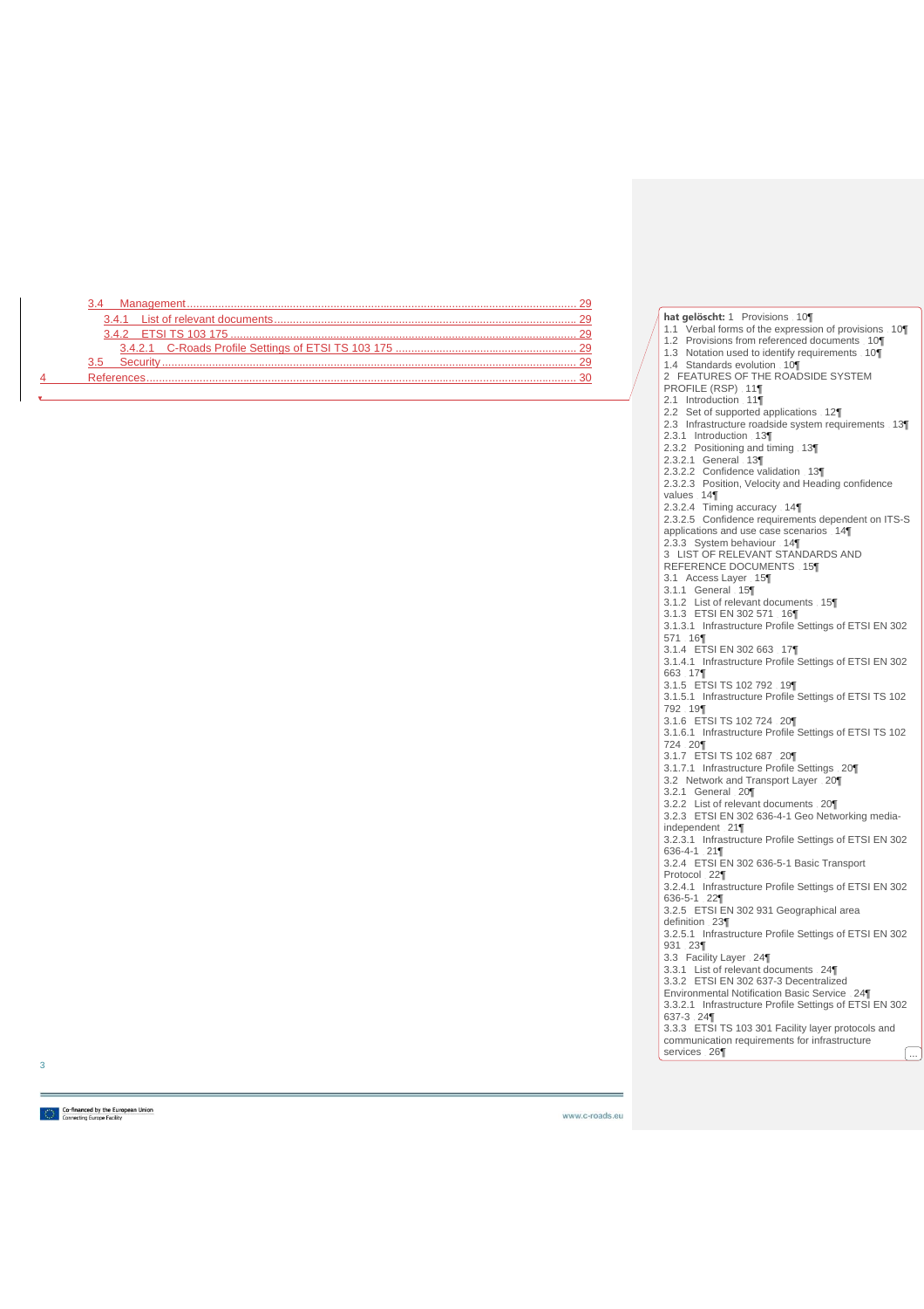3.4 Management ........................................................................................................ 29

3.4.1 List of relevant documents ........................................................................ 29

3.4.2 ETSI TS 103 175 ....................................................................................... 29

3.4.2.1 C-Roads Profile Settings of ETSI TS 103 175 ........................................ 29

3.5 Security ............................................................................................................. 29

4 References .............................................................................................................. 30

**hat gelöscht:** 1 Provisions 10¶
1.1 Verbal forms of the expression of provisions 10¶
1.2 Provisions from referenced documents 10¶
1.3 Notation used to identify requirements 10¶
1.4 Standards evolution 10¶
2 FEATURES OF THE ROADSIDE SYSTEM PROFILE (RSP) 11¶
2.1 Introduction 11¶
2.2 Set of supported applications 12¶
2.3 Infrastructure roadside system requirements 13¶
2.3.1 Introduction 13¶
2.3.2 Positioning and timing 13¶
2.3.2.1 General 13¶
2.3.2.2 Confidence validation 13¶
2.3.2.3 Position, Velocity and Heading confidence values 14¶
2.3.2.4 Timing accuracy 14¶
2.3.2.5 Confidence requirements dependent on ITS-S applications and use case scenarios 14¶
2.3.3 System behaviour 14¶
3 LIST OF RELEVANT STANDARDS AND REFERENCE DOCUMENTS 15¶
3.1 Access Layer 15¶
3.1.1 General 15¶
3.1.2 List of relevant documents 15¶
3.1.3 ETSI EN 302 571 16¶
3.1.3.1 Infrastructure Profile Settings of ETSI EN 302 571 16¶
3.1.4 ETSI EN 302 663 17¶
3.1.4.1 Infrastructure Profile Settings of ETSI EN 302 663 17¶
3.1.5 ETSI TS 102 792 19¶
3.1.5.1 Infrastructure Profile Settings of ETSI TS 102 792 19¶
3.1.6 ETSI TS 102 724 20¶
3.1.6.1 Infrastructure Profile Settings of ETSI TS 102 724 20¶
3.1.7 ETSI TS 102 687 20¶
3.1.7.1 Infrastructure Profile Settings 20¶
3.2 Network and Transport Layer 20¶
3.2.1 General 20¶
3.2.2 List of relevant documents 20¶
3.2.3 ETSI EN 302 636-4-1 Geo Networking media-independent 21¶
3.2.3.1 Infrastructure Profile Settings of ETSI EN 302 636-4-1 21¶
3.2.4 ETSI EN 302 636-5-1 Basic Transport Protocol 22¶
3.2.4.1 Infrastructure Profile Settings of ETSI EN 302 636-5-1 22¶
3.2.5 ETSI EN 302 931 Geographical area definition 23¶
3.2.5.1 Infrastructure Profile Settings of ETSI EN 302 931 23¶
3.3 Facility Layer 24¶
3.3.1 List of relevant documents 24¶
3.3.2 ETSI EN 302 637-3 Decentralized Environmental Notification Basic Service 24¶
3.3.2.1 Infrastructure Profile Settings of ETSI EN 302 637-3 24¶
3.3.3 ETSI TS 103 301 Facility layer protocols and communication requirements for infrastructure services 26¶ ...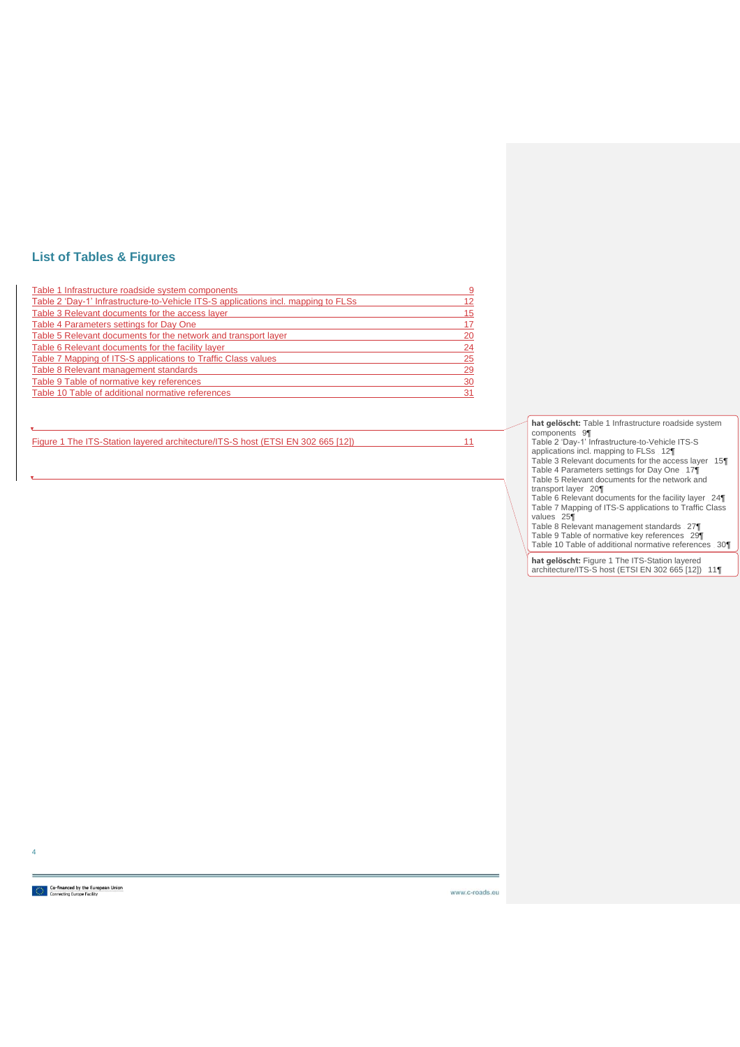## List of Tables & Figures

Table 1 Infrastructure roadside system components 9
Table 2 'Day-1' Infrastructure-to-Vehicle ITS-S applications incl. mapping to FLSs 12
Table 3 Relevant documents for the access layer 15
Table 4 Parameters settings for Day One 17
Table 5 Relevant documents for the network and transport layer 20
Table 6 Relevant documents for the facility layer 24
Table 7 Mapping of ITS-S applications to Traffic Class values 25
Table 8 Relevant management standards 29
Table 9 Table of normative key references 30
Table 10 Table of additional normative references 31

Figure 1 The ITS-Station layered architecture/ITS-S host (ETSI EN 302 665 [12]) 11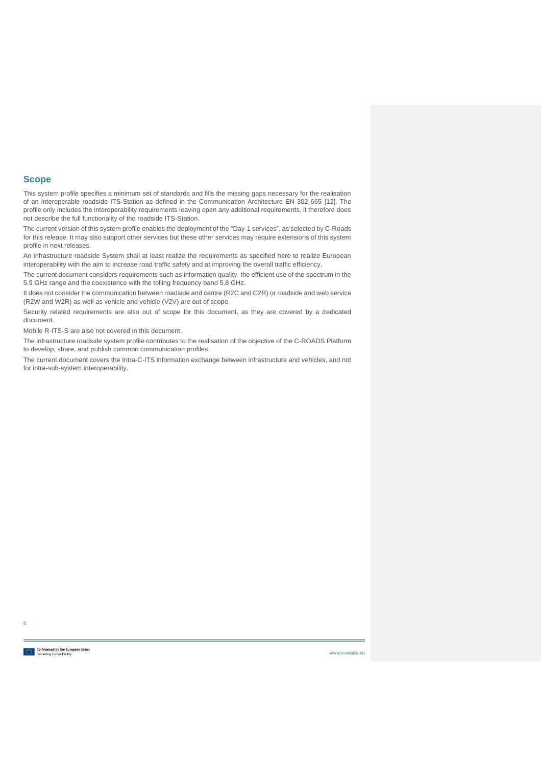## Scope

This system profile specifies a minimum set of standards and fills the missing gaps necessary for the realisation of an interoperable roadside ITS-Station as defined in the Communication Architecture EN 302 665 [12]. The profile only includes the interoperability requirements leaving open any additional requirements, it therefore does not describe the full functionality of the roadside ITS-Station.

The current version of this system profile enables the deployment of the “Day-1 services”, as selected by C-Roads for this release. It may also support other services but these other services may require extensions of this system profile in next releases.

An infrastructure roadside System shall at least realize the requirements as specified here to realize European interoperability with the aim to increase road traffic safety and at improving the overall traffic efficiency.

The current document considers requirements such as information quality, the efficient use of the spectrum in the 5.9 GHz range and the coexistence with the tolling frequency band 5.8 GHz.

It does not consider the communication between roadside and centre (R2C and C2R) or roadside and web service (R2W and W2R) as well as vehicle and vehicle (V2V) are out of scope.

Security related requirements are also out of scope for this document, as they are covered by a dedicated document.

Mobile R-ITS-S are also not covered in this document.

The infrastructure roadside system profile contributes to the realisation of the objective of the C-ROADS Platform to develop, share, and publish common communication profiles.

The current document covers the Intra-C-ITS information exchange between infrastructure and vehicles, and not for intra-sub-system interoperability.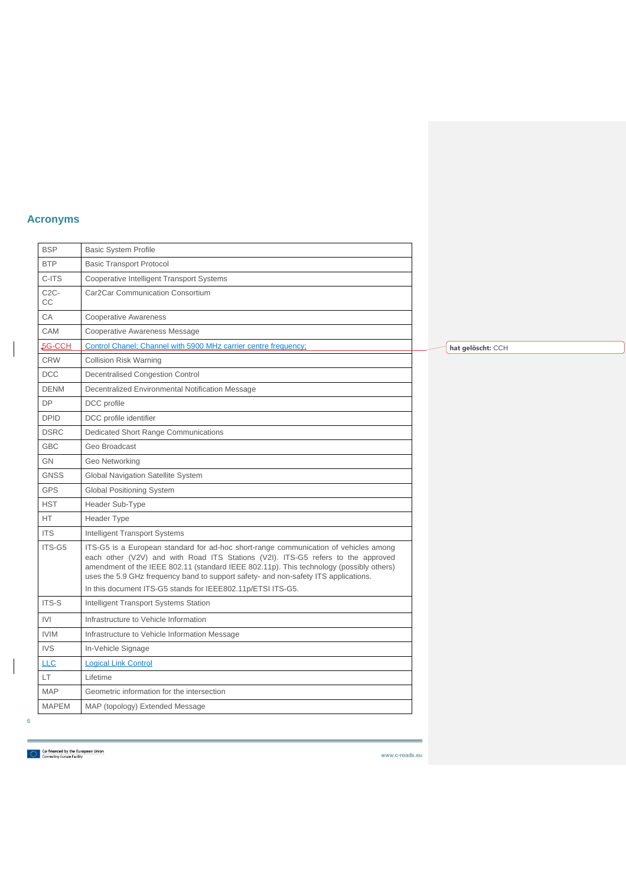## Acronyms

| | |
|---|---|
| BSP | Basic System Profile |
| BTP | Basic Transport Protocol |
| C-ITS | Cooperative Intelligent Transport Systems |
| C2C-CC | Car2Car Communication Consortium |
| CA | Cooperative Awareness |
| CAM | Cooperative Awareness Message |
| 5G-CCH | Control Chanel; Channel with 5900 MHz carrier centre frequency; |
| CRW | Collision Risk Warning |
| DCC | Decentralised Congestion Control |
| DENM | Decentralized Environmental Notification Message |
| DP | DCC profile |
| DPID | DCC profile identifier |
| DSRC | Dedicated Short Range Communications |
| GBC | Geo Broadcast |
| GN | Geo Networking |
| GNSS | Global Navigation Satellite System |
| GPS | Global Positioning System |
| HST | Header Sub-Type |
| HT | Header Type |
| ITS | Intelligent Transport Systems |
| ITS-G5 | ITS-G5 is a European standard for ad-hoc short-range communication of vehicles among each other (V2V) and with Road ITS Stations (V2I). ITS-G5 refers to the approved amendment of the IEEE 802.11 (standard IEEE 802.11p). This technology (possibly others) uses the 5.9 GHz frequency band to support safety- and non-safety ITS applications. In this document ITS-G5 stands for IEEE802.11p/ETSI ITS-G5. |
| ITS-S | Intelligent Transport Systems Station |
| IVI | Infrastructure to Vehicle Information |
| IVIM | Infrastructure to Vehicle Information Message |
| IVS | In-Vehicle Signage |
| LLC | Logical Link Control |
| LT | Lifetime |
| MAP | Geometric information for the intersection |
| MAPEM | MAP (topology) Extended Message |

**hat gelöscht:** CCH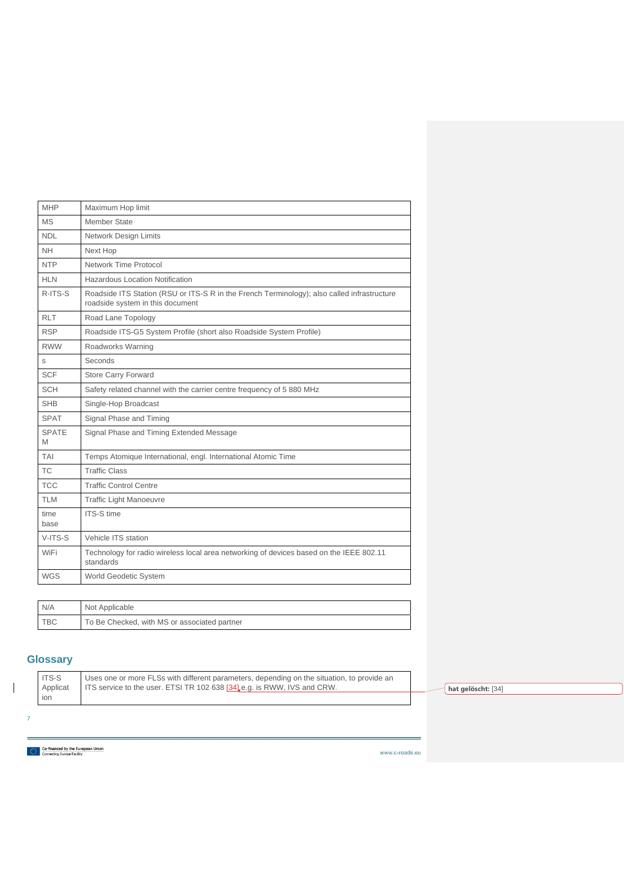| | |
|---|---|
| MHP | Maximum Hop limit |
| MS | Member State |
| NDL | Network Design Limits |
| NH | Next Hop |
| NTP | Network Time Protocol |
| HLN | Hazardous Location Notification |
| R-ITS-S | Roadside ITS Station (RSU or ITS-S R in the French Terminology); also called infrastructure roadside system in this document |
| RLT | Road Lane Topology |
| RSP | Roadside ITS-G5 System Profile (short also Roadside System Profile) |
| RWW | Roadworks Warning |
| s | Seconds |
| SCF | Store Carry Forward |
| SCH | Safety related channel with the carrier centre frequency of 5 880 MHz |
| SHB | Single-Hop Broadcast |
| SPAT | Signal Phase and Timing |
| SPATEM | Signal Phase and Timing Extended Message |
| TAI | Temps Atomique International, engl. International Atomic Time |
| TC | Traffic Class |
| TCC | Traffic Control Centre |
| TLM | Traffic Light Manoeuvre |
| time base | ITS-S time |
| V-ITS-S | Vehicle ITS station |
| WiFi | Technology for radio wireless local area networking of devices based on the IEEE 802.11 standards |
| WGS | World Geodetic System |

| | |
|---|---|
| N/A | Not Applicable |
| TBC | To Be Checked, with MS or associated partner |

## Glossary

| | |
|---|---|
| ITS-S Application | Uses one or more FLSs with different parameters, depending on the situation, to provide an ITS service to the user. ETSI TR 102 638 [34] e.g. is RWW, IVS and CRW. |

**hat gelöscht:** [34]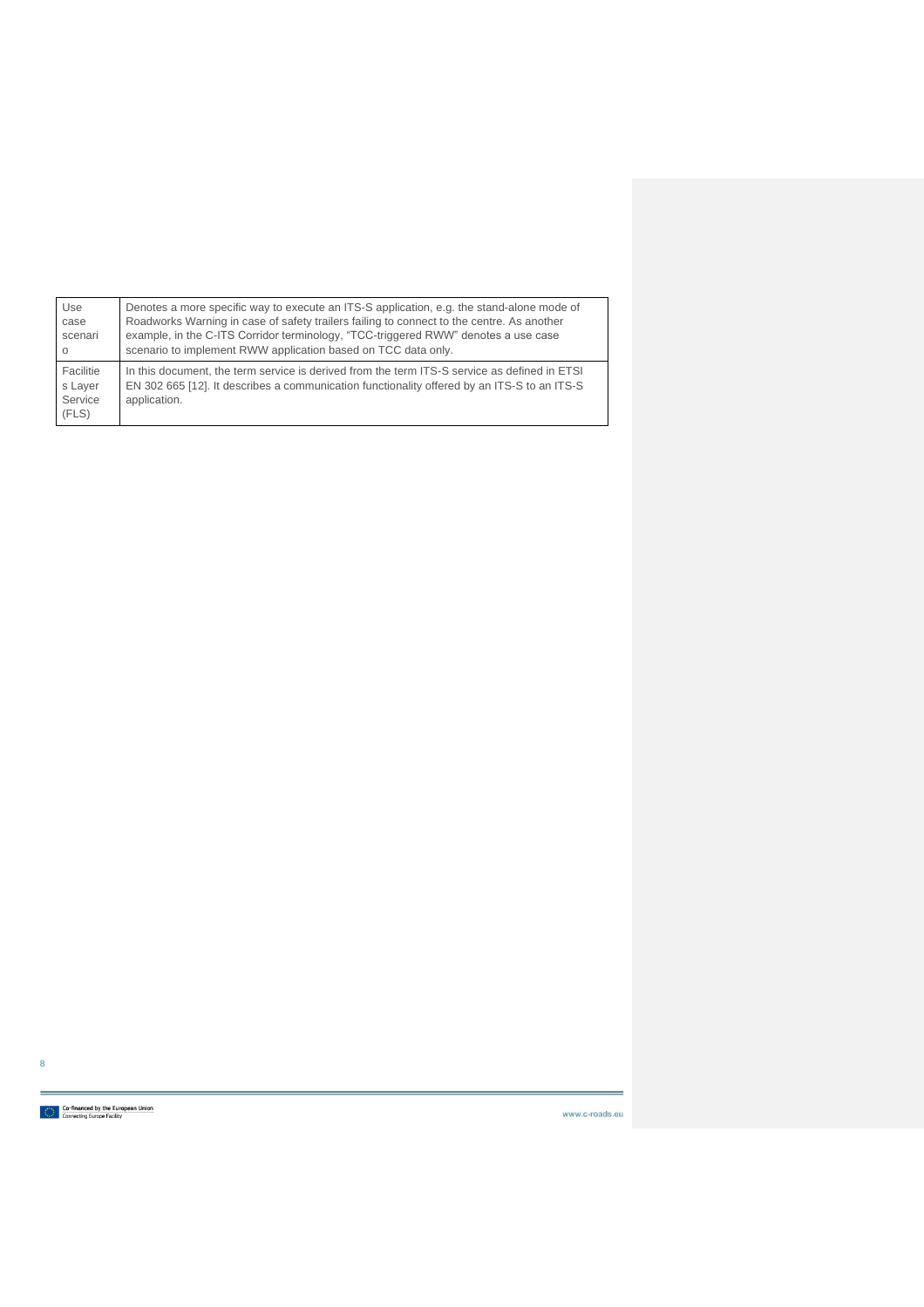| | |
|---|---|
| Use case scenario | Denotes a more specific way to execute an ITS-S application, e.g. the stand-alone mode of Roadworks Warning in case of safety trailers failing to connect to the centre. As another example, in the C-ITS Corridor terminology, "TCC-triggered RWW" denotes a use case scenario to implement RWW application based on TCC data only. |
| Facilities Layer Service (FLS) | In this document, the term service is derived from the term ITS-S service as defined in ETSI EN 302 665 [12]. It describes a communication functionality offered by an ITS-S to an ITS-S application. |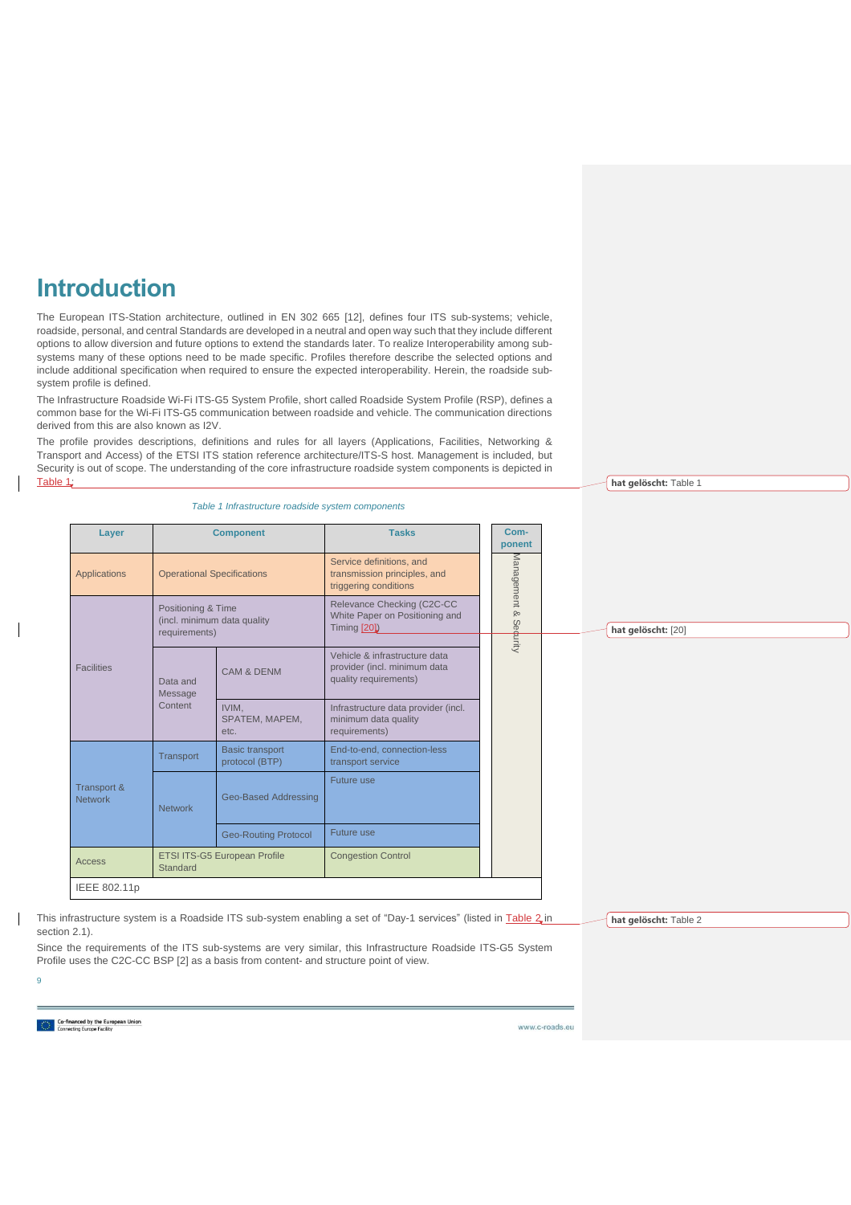# Introduction

The European ITS-Station architecture, outlined in EN 302 665 [12], defines four ITS sub-systems; vehicle, roadside, personal, and central Standards are developed in a neutral and open way such that they include different options to allow diversion and future options to extend the standards later. To realize Interoperability among sub-systems many of these options need to be made specific. Profiles therefore describe the selected options and include additional specification when required to ensure the expected interoperability. Herein, the roadside sub-system profile is defined.

The Infrastructure Roadside Wi-Fi ITS-G5 System Profile, short called Roadside System Profile (RSP), defines a common base for the Wi-Fi ITS-G5 communication between roadside and vehicle. The communication directions derived from this are also known as I2V.

The profile provides descriptions, definitions and rules for all layers (Applications, Facilities, Networking & Transport and Access) of the ETSI ITS station reference architecture/ITS-S host. Management is included, but Security is out of scope. The understanding of the core infrastructure roadside system components is depicted in Table 1:

*Table 1 Infrastructure roadside system components*

| Layer | Component | | Tasks | Com-ponent |
|---|---|---|---|---|
| Applications | Operational Specifications | | Service definitions, and transmission principles, and triggering conditions | Management & Security |
| Facilities | Positioning & Time (incl. minimum data quality requirements) | | Relevance Checking (C2C-CC White Paper on Positioning and Timing [20]) | |
| | Data and Message Content | CAM & DENM | Vehicle & infrastructure data provider (incl. minimum data quality requirements) | |
| | | IVIM, SPATEM, MAPEM, etc. | Infrastructure data provider (incl. minimum data quality requirements) | |
| Transport & Network | Transport | Basic transport protocol (BTP) | End-to-end, connection-less transport service | |
| | Network | Geo-Based Addressing | Future use | |
| | | Geo-Routing Protocol | Future use | |
| Access | ETSI ITS-G5 European Profile Standard | | Congestion Control | |
| IEEE 802.11p | | | | |

This infrastructure system is a Roadside ITS sub-system enabling a set of "Day-1 services" (listed in Table 2 in section 2.1).

Since the requirements of the ITS sub-systems are very similar, this Infrastructure Roadside ITS-G5 System Profile uses the C2C-CC BSP [2] as a basis from content- and structure point of view.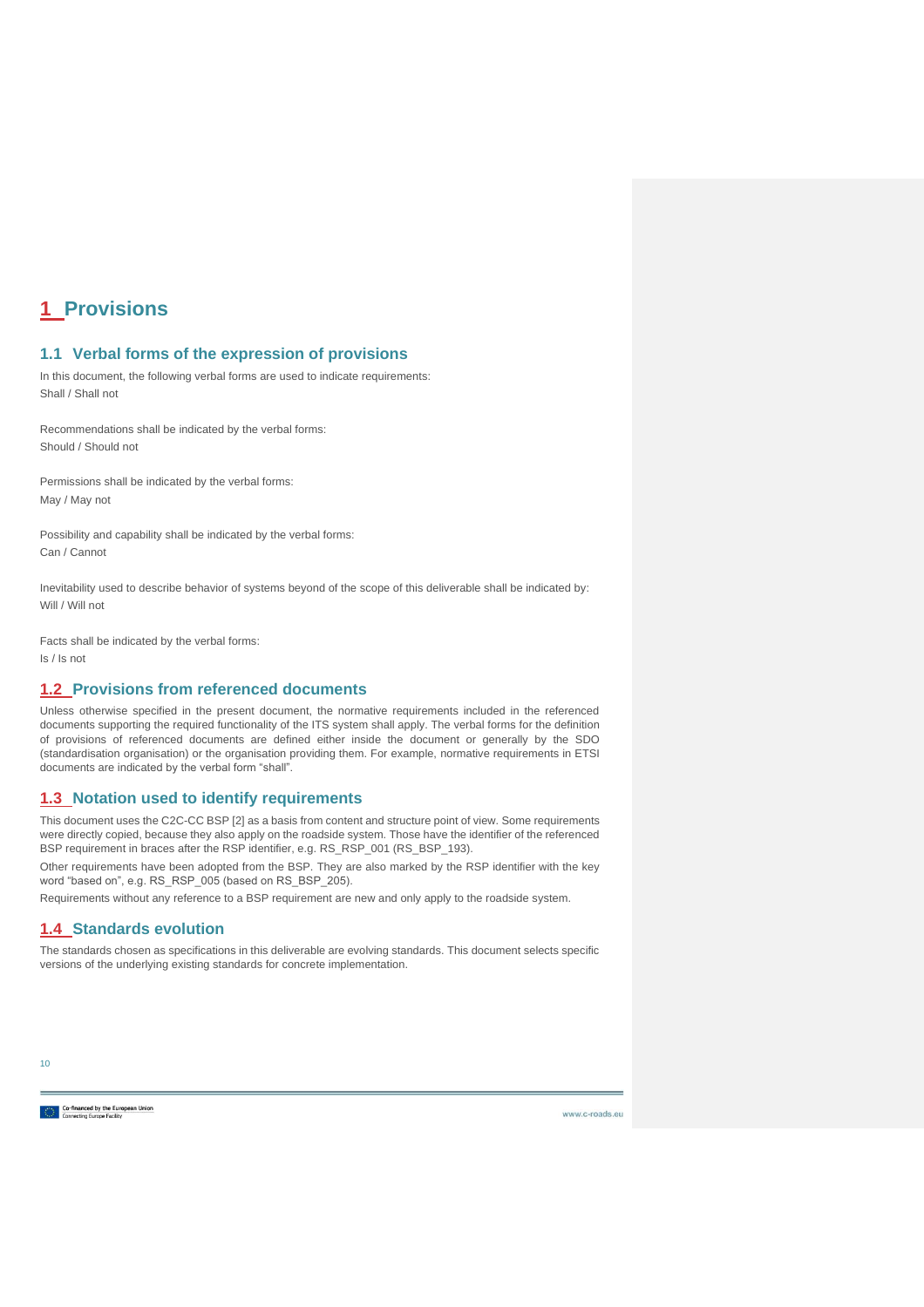# 1 Provisions

## 1.1 Verbal forms of the expression of provisions

In this document, the following verbal forms are used to indicate requirements:
Shall / Shall not

Recommendations shall be indicated by the verbal forms:
Should / Should not

Permissions shall be indicated by the verbal forms:
May / May not

Possibility and capability shall be indicated by the verbal forms:
Can / Cannot

Inevitability used to describe behavior of systems beyond of the scope of this deliverable shall be indicated by:
Will / Will not

Facts shall be indicated by the verbal forms:
Is / Is not

## 1.2 Provisions from referenced documents

Unless otherwise specified in the present document, the normative requirements included in the referenced documents supporting the required functionality of the ITS system shall apply. The verbal forms for the definition of provisions of referenced documents are defined either inside the document or generally by the SDO (standardisation organisation) or the organisation providing them. For example, normative requirements in ETSI documents are indicated by the verbal form "shall".

## 1.3 Notation used to identify requirements

This document uses the C2C-CC BSP [2] as a basis from content and structure point of view. Some requirements were directly copied, because they also apply on the roadside system. Those have the identifier of the referenced BSP requirement in braces after the RSP identifier, e.g. RS_RSP_001 (RS_BSP_193).

Other requirements have been adopted from the BSP. They are also marked by the RSP identifier with the key word "based on", e.g. RS_RSP_005 (based on RS_BSP_205).

Requirements without any reference to a BSP requirement are new and only apply to the roadside system.

## 1.4 Standards evolution

The standards chosen as specifications in this deliverable are evolving standards. This document selects specific versions of the underlying existing standards for concrete implementation.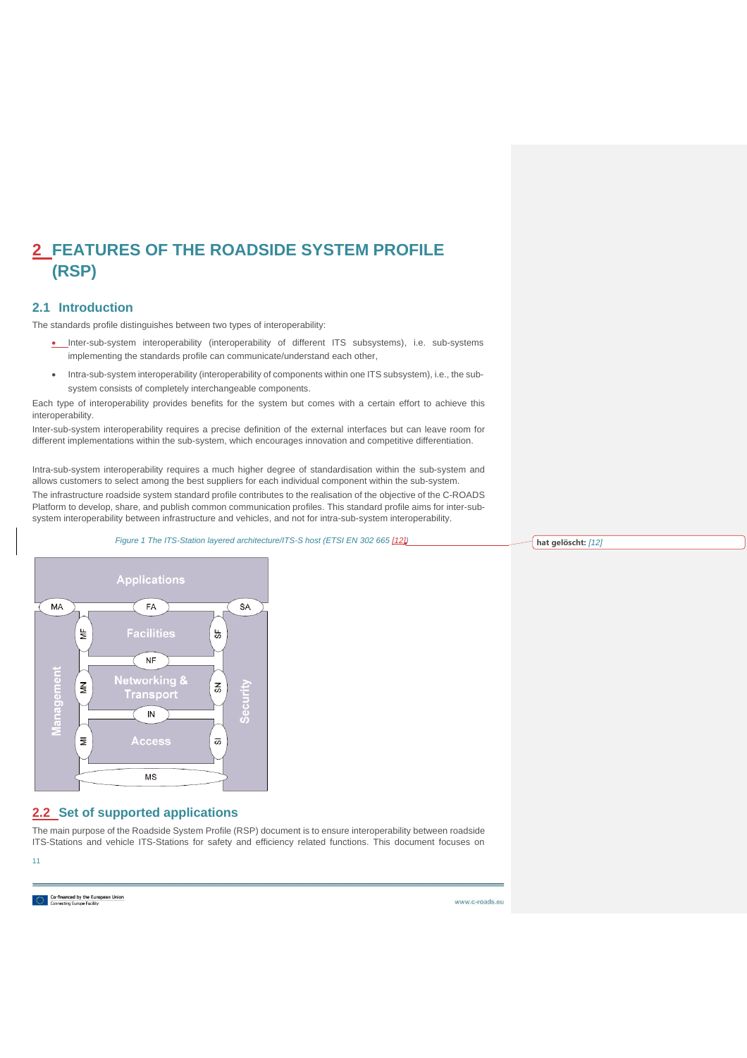# 2 FEATURES OF THE ROADSIDE SYSTEM PROFILE (RSP)

## 2.1 Introduction

The standards profile distinguishes between two types of interoperability:

- Inter-sub-system interoperability (interoperability of different ITS subsystems), i.e. sub-systems implementing the standards profile can communicate/understand each other,
- Intra-sub-system interoperability (interoperability of components within one ITS subsystem), i.e., the sub-system consists of completely interchangeable components.

Each type of interoperability provides benefits for the system but comes with a certain effort to achieve this interoperability.

Inter-sub-system interoperability requires a precise definition of the external interfaces but can leave room for different implementations within the sub-system, which encourages innovation and competitive differentiation.

Intra-sub-system interoperability requires a much higher degree of standardisation within the sub-system and allows customers to select among the best suppliers for each individual component within the sub-system.

The infrastructure roadside system standard profile contributes to the realisation of the objective of the C-ROADS Platform to develop, share, and publish common communication profiles. This standard profile aims for inter-sub-system interoperability between infrastructure and vehicles, and not for intra-sub-system interoperability.

*Figure 1 The ITS-Station layered architecture/ITS-S host (ETSI EN 302 665 [12])*

hat gelöscht: [12]

Applications | MA | FA | SA | Management | MF | Facilities | SF | NF | MN | Networking & Transport | SN | Security | IN | MI | Access | SI | MS

## 2.2 Set of supported applications

The main purpose of the Roadside System Profile (RSP) document is to ensure interoperability between roadside ITS-Stations and vehicle ITS-Stations for safety and efficiency related functions. This document focuses on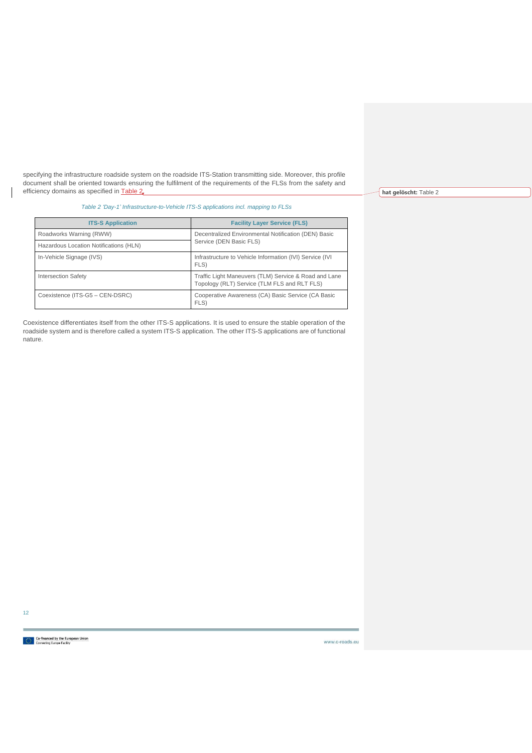specifying the infrastructure roadside system on the roadside ITS-Station transmitting side. Moreover, this profile document shall be oriented towards ensuring the fulfilment of the requirements of the FLSs from the safety and efficiency domains as specified in Table 2.

**hat gelöscht:** Table 2

*Table 2 'Day-1' Infrastructure-to-Vehicle ITS-S applications incl. mapping to FLSs*

| ITS-S Application | Facility Layer Service (FLS) |
|---|---|
| Roadworks Warning (RWW) | Decentralized Environmental Notification (DEN) Basic Service (DEN Basic FLS) |
| Hazardous Location Notifications (HLN) | |
| In-Vehicle Signage (IVS) | Infrastructure to Vehicle Information (IVI) Service (IVI FLS) |
| Intersection Safety | Traffic Light Maneuvers (TLM) Service & Road and Lane Topology (RLT) Service (TLM FLS and RLT FLS) |
| Coexistence (ITS-G5 – CEN-DSRC) | Cooperative Awareness (CA) Basic Service (CA Basic FLS) |

Coexistence differentiates itself from the other ITS-S applications. It is used to ensure the stable operation of the roadside system and is therefore called a system ITS-S application. The other ITS-S applications are of functional nature.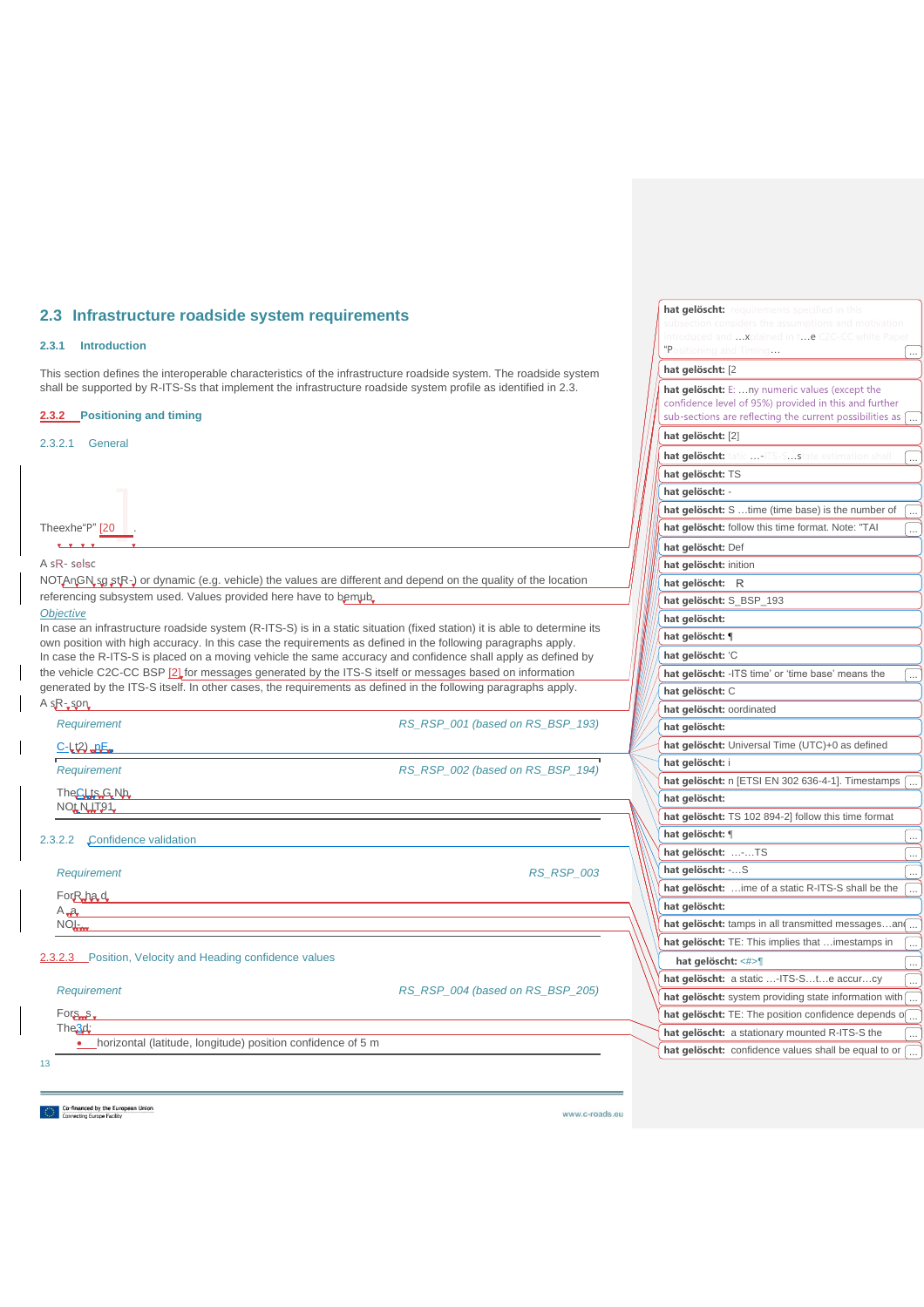## 2.3 Infrastructure roadside system requirements

### 2.3.1 Introduction

This section defines the interoperable characteristics of the infrastructure roadside system. The roadside system shall be supported by R-ITS-Ss that implement the infrastructure roadside system profile as identified in 2.3.

### 2.3.2 Positioning and timing

#### 2.3.2.1 General

Theexhe"P" [20 .

A sR- selsc

NOTAnGN sg stR-) or dynamic (e.g. vehicle) the values are different and depend on the quality of the location referencing subsystem used. Values provided here have to bemub

*Objective*

In case an infrastructure roadside system (R-ITS-S) is in a static situation (fixed station) it is able to determine its own position with high accuracy. In this case the requirements as defined in the following paragraphs apply.
In case the R-ITS-S is placed on a moving vehicle the same accuracy and confidence shall apply as defined by the vehicle C2C-CC BSP [2] for messages generated by the ITS-S itself or messages based on information generated by the ITS-S itself. In other cases, the requirements as defined in the following paragraphs apply.

A sR- son

| *Requirement* | *RS_RSP_001 (based on RS_BSP_193)* |
|---|---|
| C-Lt2) pE | |

| *Requirement* | *RS_RSP_002 (based on RS_BSP_194)* |
|---|---|
| TheCLts G Nh<br>NOt N IT91 | |

#### 2.3.2.2 Confidence validation

| *Requirement* | *RS_RSP_003* |
|---|---|
| ForR ha d<br>A a<br>NOI | |

#### 2.3.2.3 Position, Velocity and Heading confidence values

| *Requirement* | *RS_RSP_004 (based on RS_BSP_205)* |
|---|---|
| Fors s<br>The3d:<br>• horizontal (latitude, longitude) position confidence of 5 m | |

hat gelöscht: requirements specified in this subsection considers the assumptions and motivation introduced and …x plained in …e C2C-CC white Paper "Positioning and Timing…

hat gelöscht: [2

hat gelöscht: E: …ny numeric values (except the confidence level of 95%) provided in this and further sub-sections are reflecting the current possibilities as

hat gelöscht: [2]

hat gelöscht: …-ITS-S…s state estimation shall

hat gelöscht: TS

hat gelöscht: -

hat gelöscht: S …time (time base) is the number of

hat gelöscht: follow this time format. Note: "TAI

hat gelöscht: Def

hat gelöscht: inition

hat gelöscht: R

hat gelöscht: S_BSP_193

hat gelöscht:

hat gelöscht: ¶

hat gelöscht: 'C

hat gelöscht: -ITS time' or 'time base' means the

hat gelöscht: C

hat gelöscht: oordinated

hat gelöscht:

hat gelöscht: Universal Time (UTC)+0 as defined

hat gelöscht: i

hat gelöscht: n [ETSI EN 302 636-4-1]. Timestamps

hat gelöscht:

hat gelöscht: TS 102 894-2] follow this time format

hat gelöscht: ¶

hat gelöscht: …-…TS

hat gelöscht: -…S

hat gelöscht: …ime of a static R-ITS-S shall be the

hat gelöscht:

hat gelöscht: tamps in all transmitted messages…an

hat gelöscht: TE: This implies that …imestamps in

hat gelöscht: <#>¶

hat gelöscht: a static …-ITS-S…t…e accur…cy

hat gelöscht: system providing state information with

hat gelöscht: TE: The position confidence depends o

hat gelöscht: a stationary mounted R-ITS-S the

hat gelöscht: confidence values shall be equal to or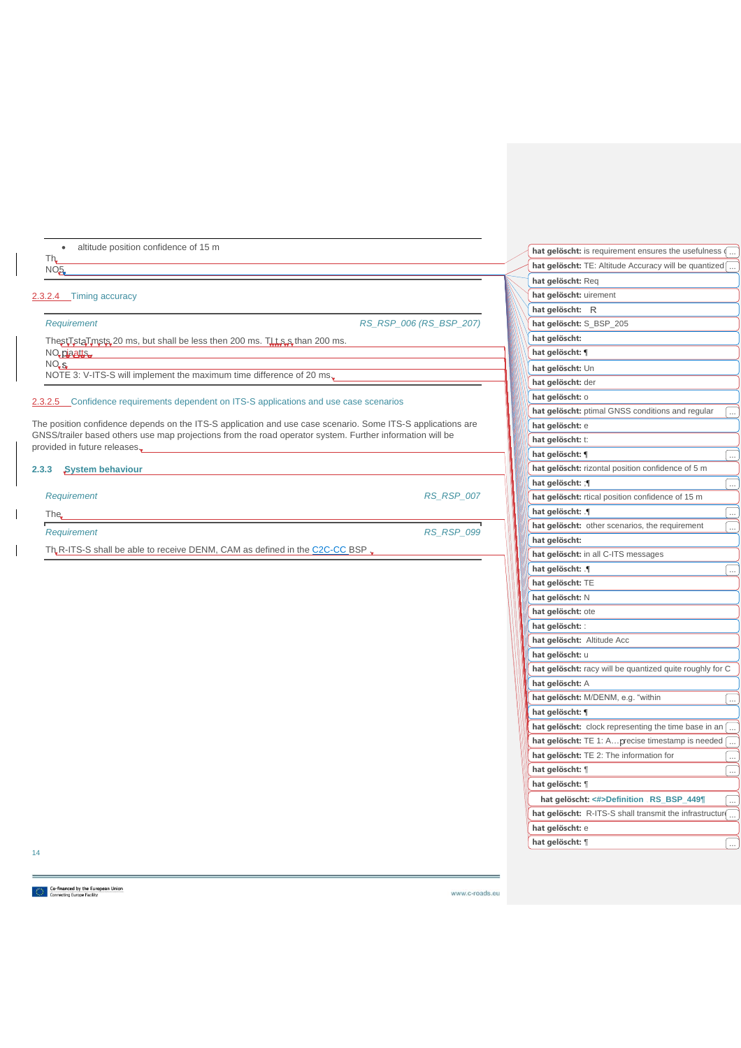- altitude position confidence of 15 m

Th

NO5

### 2.3.2.4 Timing accuracy

| *Requirement* | *RS_RSP_006 (RS_BSP_207)* |
|---|---|
| ThestTstaTmsts 20 ms, but shall be less then 200 ms. TLt s s than 200 ms. | |
| NO paatts | |
| NO s | |
| NOTE 3: V-ITS-S will implement the maximum time difference of 20 ms. | |

### 2.3.2.5 Confidence requirements dependent on ITS-S applications and use case scenarios

The position confidence depends on the ITS-S application and use case scenario. Some ITS-S applications are GNSS/trailer based others use map projections from the road operator system. Further information will be provided in future releases.

### 2.3.3 System behaviour

| *Requirement* | *RS_RSP_007* |
|---|---|
| The | |

| *Requirement* | *RS_RSP_099* |
|---|---|
| Th R-ITS-S shall be able to receive DENM, CAM as defined in the C2C-CC BSP . | |

hat gelöscht: is requirement ensures the usefulness (...)
hat gelöscht: TE: Altitude Accuracy will be quantized (...)
hat gelöscht: Req
hat gelöscht: uirement
hat gelöscht: R
hat gelöscht: S_BSP_205
hat gelöscht:
hat gelöscht: ¶
hat gelöscht: Un
hat gelöscht: der
hat gelöscht: o
hat gelöscht: ptimal GNSS conditions and regular (...)
hat gelöscht: e
hat gelöscht: t:
hat gelöscht: ¶ (...)
hat gelöscht: rizontal position confidence of 5 m
hat gelöscht: ;¶ (...)
hat gelöscht: rtical position confidence of 15 m
hat gelöscht: .¶ (...)
hat gelöscht: other scenarios, the requirement (...)
hat gelöscht:
hat gelöscht: in all C-ITS messages
hat gelöscht: .¶ (...)
hat gelöscht: TE
hat gelöscht: N
hat gelöscht: ote
hat gelöscht: :
hat gelöscht: Altitude Acc
hat gelöscht: u
hat gelöscht: racy will be quantized quite roughly for C
hat gelöscht: A
hat gelöscht: M/DENM, e.g. "within (...)
hat gelöscht: ¶
hat gelöscht: clock representing the time base in an (...)
hat gelöscht: TE 1: A…precise timestamp is needed (...)
hat gelöscht: TE 2: The information for (...)
hat gelöscht: ¶ (...)
hat gelöscht: ¶
hat gelöscht: <#>Definition RS_BSP_449¶ (...)
hat gelöscht: R-ITS-S shall transmit the infrastructur (...)
hat gelöscht: e
hat gelöscht: ¶ (...)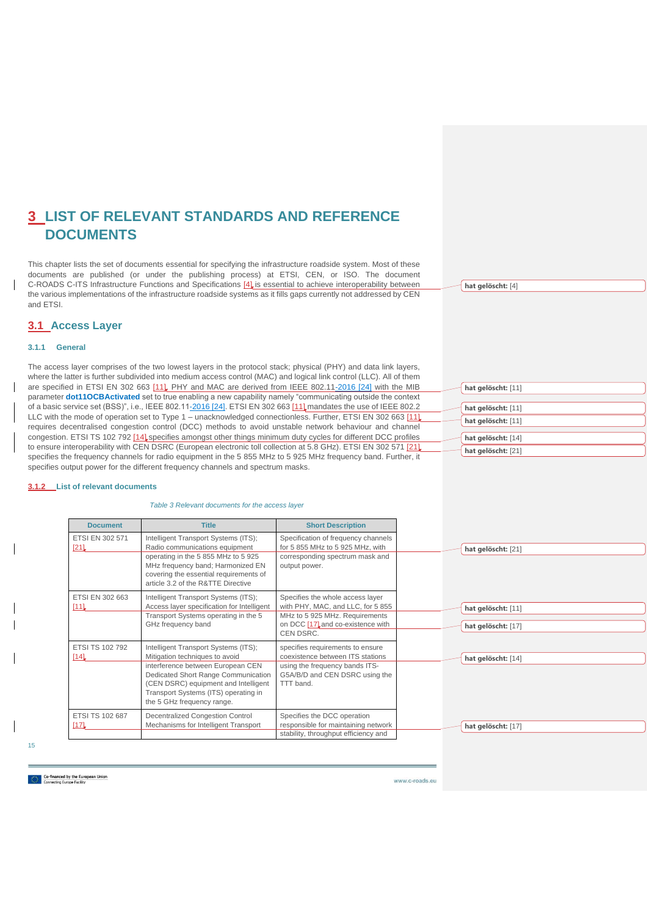# 3 LIST OF RELEVANT STANDARDS AND REFERENCE DOCUMENTS

This chapter lists the set of documents essential for specifying the infrastructure roadside system. Most of these documents are published (or under the publishing process) at ETSI, CEN, or ISO. The document C-ROADS C-ITS Infrastructure Functions and Specifications [4] is essential to achieve interoperability between the various implementations of the infrastructure roadside systems as it fills gaps currently not addressed by CEN and ETSI.

## 3.1 Access Layer

### 3.1.1 General

The access layer comprises of the two lowest layers in the protocol stack; physical (PHY) and data link layers, where the latter is further subdivided into medium access control (MAC) and logical link control (LLC). All of them are specified in ETSI EN 302 663 [11]. PHY and MAC are derived from IEEE 802.11-2016 [24] with the MIB parameter **dot11OCBActivated** set to true enabling a new capability namely "communicating outside the context of a basic service set (BSS)", i.e., IEEE 802.11-2016 [24]. ETSI EN 302 663 [11] mandates the use of IEEE 802.2 LLC with the mode of operation set to Type 1 – unacknowledged connectionless. Further, ETSI EN 302 663 [11] requires decentralised congestion control (DCC) methods to avoid unstable network behaviour and channel congestion. ETSI TS 102 792 [14] specifies amongst other things minimum duty cycles for different DCC profiles to ensure interoperability with CEN DSRC (European electronic toll collection at 5.8 GHz). ETSI EN 302 571 [21] specifies the frequency channels for radio equipment in the 5 855 MHz to 5 925 MHz frequency band. Further, it specifies output power for the different frequency channels and spectrum masks.

### 3.1.2 List of relevant documents

*Table 3 Relevant documents for the access layer*

| Document | Title | Short Description |
|---|---|---|
| ETSI EN 302 571 [21] | Intelligent Transport Systems (ITS); Radio communications equipment operating in the 5 855 MHz to 5 925 MHz frequency band; Harmonized EN covering the essential requirements of article 3.2 of the R&TTE Directive | Specification of frequency channels for 5 855 MHz to 5 925 MHz, with corresponding spectrum mask and output power. |
| ETSI EN 302 663 [11] | Intelligent Transport Systems (ITS); Access layer specification for Intelligent Transport Systems operating in the 5 GHz frequency band | Specifies the whole access layer with PHY, MAC, and LLC, for 5 855 MHz to 5 925 MHz. Requirements on DCC [17] and co-existence with CEN DSRC. |
| ETSI TS 102 792 [14] | Intelligent Transport Systems (ITS); Mitigation techniques to avoid interference between European CEN Dedicated Short Range Communication (CEN DSRC) equipment and Intelligent Transport Systems (ITS) operating in the 5 GHz frequency range | specifies requirements to ensure coexistence between ITS stations using the frequency bands ITS-G5A/B/D and CEN DSRC using the TTT band. |
| ETSI TS 102 687 [17] | Decentralized Congestion Control Mechanisms for Intelligent Transport | Specifies the DCC operation responsible for maintaining network stability, throughput efficiency and |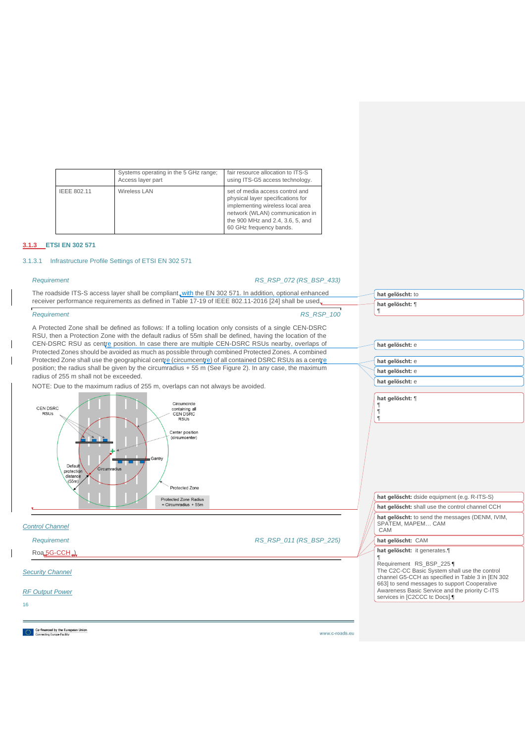|  | Systems operating in the 5 GHz range; Access layer part | fair resource allocation to ITS-S using ITS-G5 access technology. |
|---|---|---|
| IEEE 802.11 | Wireless LAN | set of media access control and physical layer specifications for implementing wireless local area network (WLAN) communication in the 900 MHz and 2.4, 3.6, 5, and 60 GHz frequency bands. |

### 3.1.3 ETSI EN 302 571

#### 3.1.3.1 Infrastructure Profile Settings of ETSI EN 302 571

*Requirement* *RS_RSP_072 (RS_BSP_433)*

The roadside ITS-S access layer shall be compliant with the EN 302 571. In addition, optional enhanced receiver performance requirements as defined in Table 17-19 of IEEE 802.11-2016 [24] shall be used.

*Requirement* *RS_RSP_100*

A Protected Zone shall be defined as follows: If a tolling location only consists of a single CEN-DSRC RSU, then a Protection Zone with the default radius of 55m shall be defined, having the location of the CEN-DSRC RSU as centre position. In case there are multiple CEN-DSRC RSUs nearby, overlaps of Protected Zones should be avoided as much as possible through combined Protected Zones. A combined Protected Zone shall use the geographical centre (circumcentre) of all contained DSRC RSUs as a centre position; the radius shall be given by the circumradius + 55 m (See Figure 2). In any case, the maximum radius of 255 m shall not be exceeded.

NOTE: Due to the maximum radius of 255 m, overlaps can not always be avoided.

CEN DSRC RSUs
Circumcircle containing all CEN DSRC RSUs
Center position (circumcenter)
Gantry
Default protection distance (55m)
Circumradius
Protected Zone
Protected Zone Radius = Circumradius + 55m

Control Channel

*Requirement* *RS_RSP_011 (RS_BSP_225)*

Roa 5G-CCH .

Security Channel

RF Output Power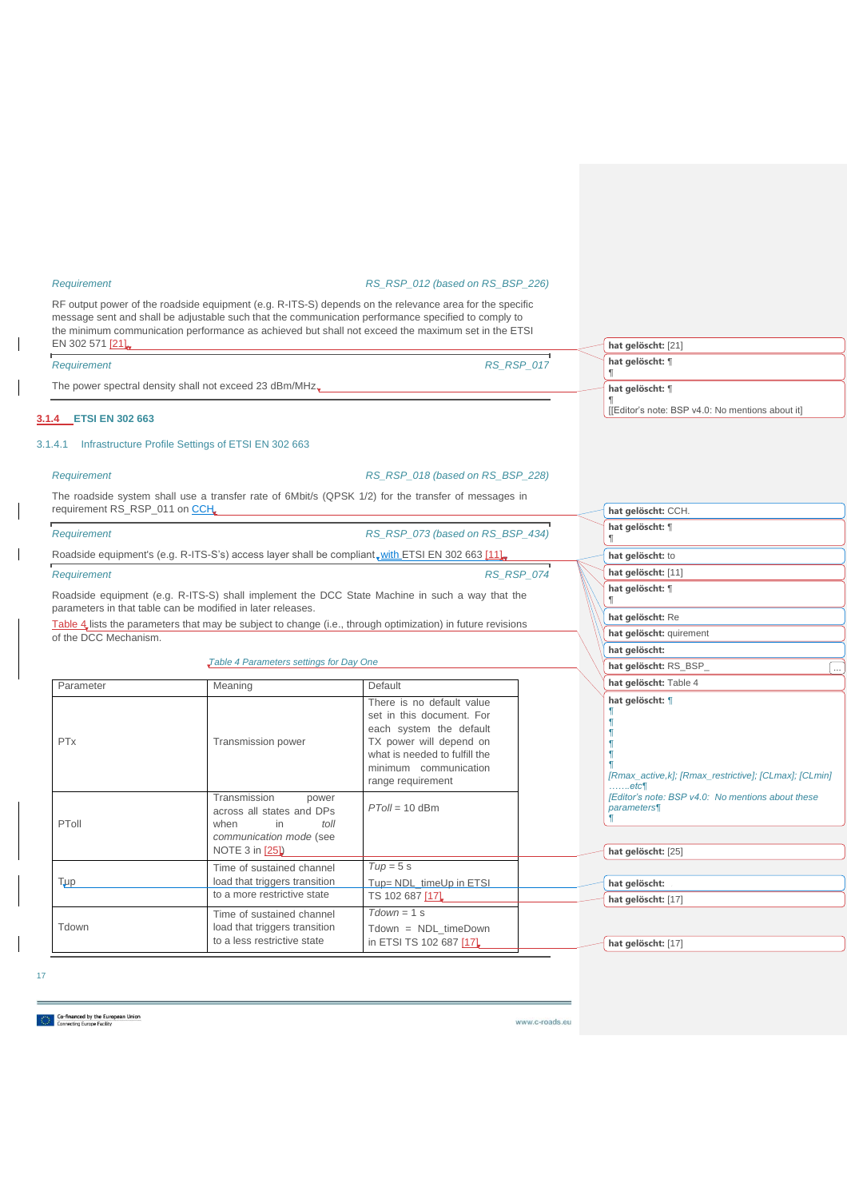*Requirement* *RS_RSP_012 (based on RS_BSP_226)*

RF output power of the roadside equipment (e.g. R-ITS-S) depends on the relevance area for the specific message sent and shall be adjustable such that the communication performance specified to comply to the minimum communication performance as achieved but shall not exceed the maximum set in the ETSI EN 302 571 [21].

*Requirement* *RS_RSP_017*

The power spectral density shall not exceed 23 dBm/MHz.

### 3.1.4 ETSI EN 302 663

#### 3.1.4.1 Infrastructure Profile Settings of ETSI EN 302 663

*Requirement* *RS_RSP_018 (based on RS_BSP_228)*

The roadside system shall use a transfer rate of 6Mbit/s (QPSK 1/2) for the transfer of messages in requirement RS_RSP_011 on CCH.

*Requirement* *RS_RSP_073 (based on RS_BSP_434)*

Roadside equipment's (e.g. R-ITS-S's) access layer shall be compliant with ETSI EN 302 663 [11].

*Requirement* *RS_RSP_074*

Roadside equipment (e.g. R-ITS-S) shall implement the DCC State Machine in such a way that the parameters in that table can be modified in later releases.

Table 4 lists the parameters that may be subject to change (i.e., through optimization) in future revisions of the DCC Mechanism.

*Table 4 Parameters settings for Day One*

| Parameter | Meaning | Default |
|---|---|---|
| PTx | Transmission power | There is no default value set in this document. For each system the default TX power will depend on what is needed to fulfill the minimum communication range requirement |
| PToll | Transmission power across all states and DPs when in *toll communication mode* (see NOTE 3 in [25]) | *PToll* = 10 dBm |
| Tup | Time of sustained channel load that triggers transition to a more restrictive state | *Tup* = 5 s<br>Tup= NDL_timeUp in ETSI TS 102 687 [17] |
| Tdown | Time of sustained channel load that triggers transition to a less restrictive state | *Tdown* = 1 s<br>Tdown = NDL_timeDown in ETSI TS 102 687 [17] |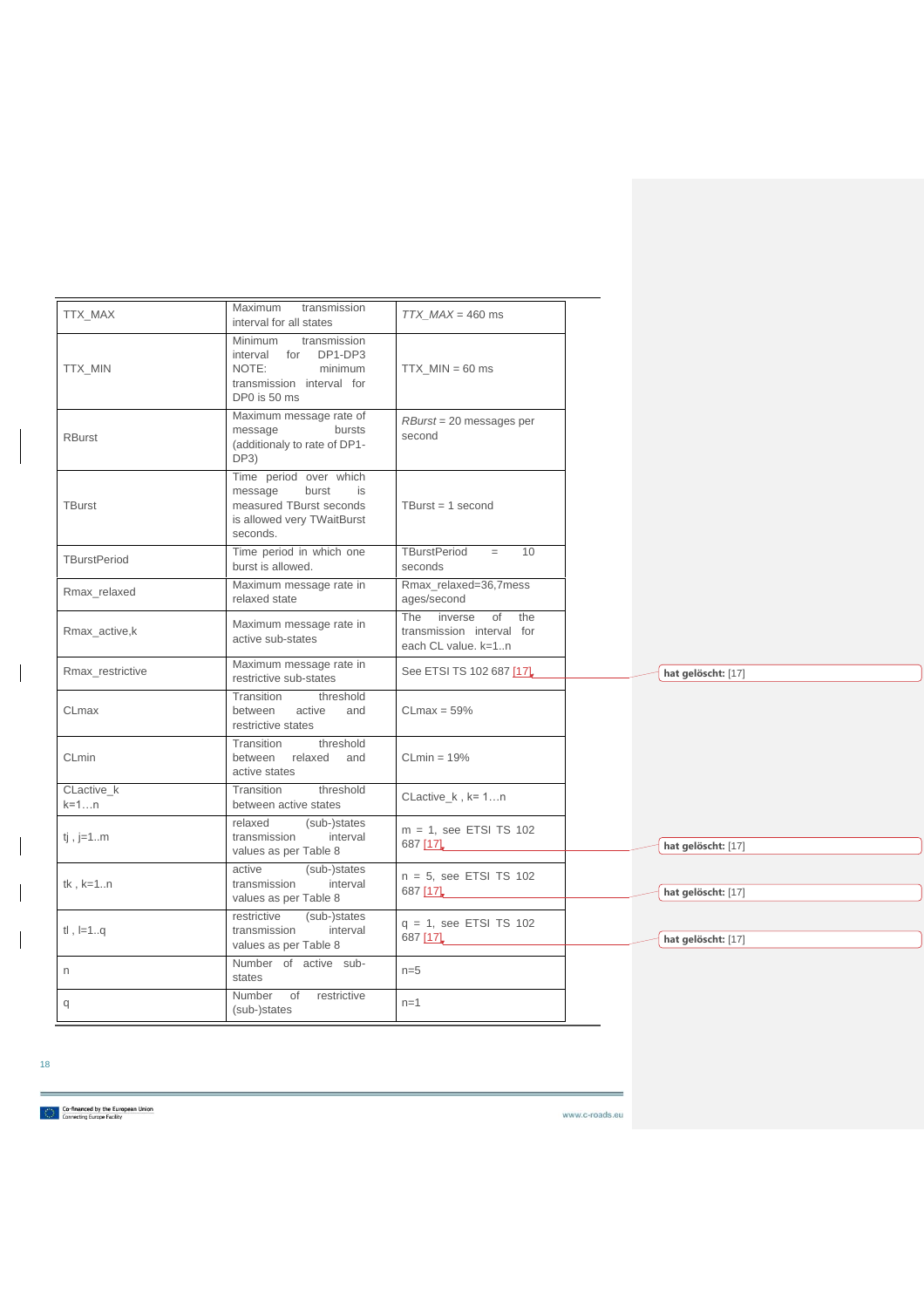| | | |
|---|---|---|
| TTX_MAX | Maximum transmission interval for all states | *TTX_MAX* = 460 ms |
| TTX_MIN | Minimum transmission interval for DP1-DP3 NOTE: minimum transmission interval for DP0 is 50 ms | TTX_MIN = 60 ms |
| RBurst | Maximum message rate of message bursts (additionaly to rate of DP1-DP3) | *RBurst* = 20 messages per second |
| TBurst | Time period over which message burst is measured TBurst seconds is allowed very TWaitBurst seconds. | TBurst = 1 second |
| TBurstPeriod | Time period in which one burst is allowed. | TBurstPeriod = 10 seconds |
| Rmax_relaxed | Maximum message rate in relaxed state | Rmax_relaxed=36,7messages/second |
| Rmax_active,k | Maximum message rate in active sub-states | The inverse of the transmission interval for each CL value. k=1..n |
| Rmax_restrictive | Maximum message rate in restrictive sub-states | See ETSI TS 102 687 [17] |
| CLmax | Transition threshold between active and restrictive states | CLmax = 59% |
| CLmin | Transition threshold between relaxed and active states | CLmin = 19% |
| CLactive_k k=1…n | Transition threshold between active states | CLactive_k , k= 1…n |
| tj , j=1..m | relaxed (sub-)states transmission interval values as per Table 8 | m = 1, see ETSI TS 102 687 [17] |
| tk , k=1..n | active (sub-)states transmission interval values as per Table 8 | n = 5, see ETSI TS 102 687 [17] |
| tl , l=1..q | restrictive (sub-)states transmission interval values as per Table 8 | q = 1, see ETSI TS 102 687 [17] |
| n | Number of active sub-states | n=5 |
| q | Number of restrictive (sub-)states | n=1 |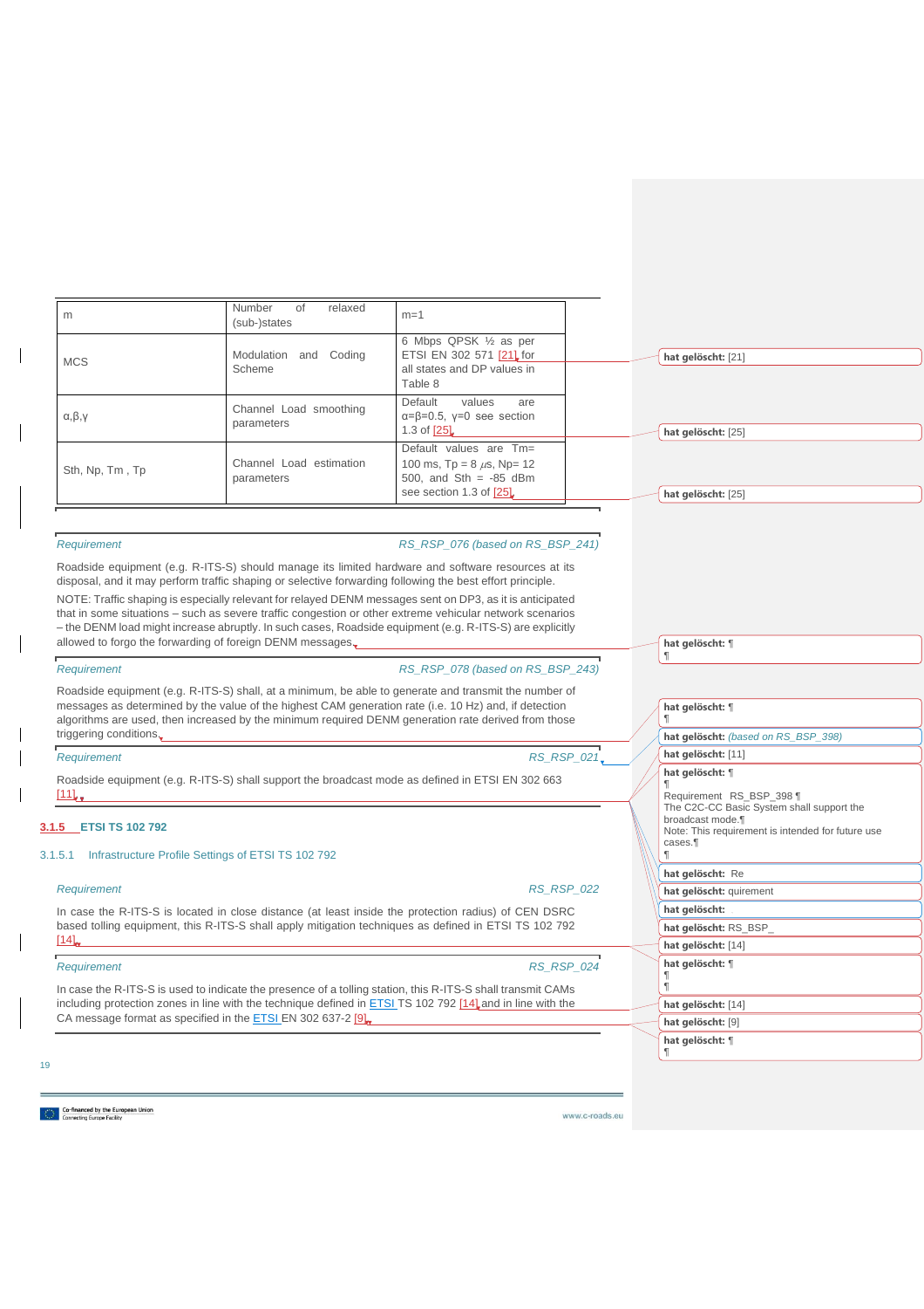| m | Number of relaxed (sub-)states | m=1 |
|---|---|---|
| MCS | Modulation and Coding Scheme | 6 Mbps QPSK ½ as per ETSI EN 302 571 [21] for all states and DP values in Table 8 |
| α,β,γ | Channel Load smoothing parameters | Default values are α=β=0.5, γ=0 see section 1.3 of [25] |
| Sth, Np, Tm , Tp | Channel Load estimation parameters | Default values are Tm= 100 ms, Tp = 8 µs, Np= 12 500, and Sth = -85 dBm see section 1.3 of [25] |

*Requirement* *RS_RSP_076 (based on RS_BSP_241)*

Roadside equipment (e.g. R-ITS-S) should manage its limited hardware and software resources at its disposal, and it may perform traffic shaping or selective forwarding following the best effort principle.

NOTE: Traffic shaping is especially relevant for relayed DENM messages sent on DP3, as it is anticipated that in some situations – such as severe traffic congestion or other extreme vehicular network scenarios – the DENM load might increase abruptly. In such cases, Roadside equipment (e.g. R-ITS-S) are explicitly allowed to forgo the forwarding of foreign DENM messages.

*Requirement* *RS_RSP_078 (based on RS_BSP_243)*

Roadside equipment (e.g. R-ITS-S) shall, at a minimum, be able to generate and transmit the number of messages as determined by the value of the highest CAM generation rate (i.e. 10 Hz) and, if detection algorithms are used, then increased by the minimum required DENM generation rate derived from those triggering conditions.

*Requirement* *RS_RSP_021*

Roadside equipment (e.g. R-ITS-S) shall support the broadcast mode as defined in ETSI EN 302 663 [11].

### 3.1.5 ETSI TS 102 792

#### 3.1.5.1 Infrastructure Profile Settings of ETSI TS 102 792

*Requirement* *RS_RSP_022*

In case the R-ITS-S is located in close distance (at least inside the protection radius) of CEN DSRC based tolling equipment, this R-ITS-S shall apply mitigation techniques as defined in ETSI TS 102 792 [14].

*Requirement* *RS_RSP_024*

In case the R-ITS-S is used to indicate the presence of a tolling station, this R-ITS-S shall transmit CAMs including protection zones in line with the technique defined in ETSI TS 102 792 [14] and in line with the CA message format as specified in the ETSI EN 302 637-2 [9].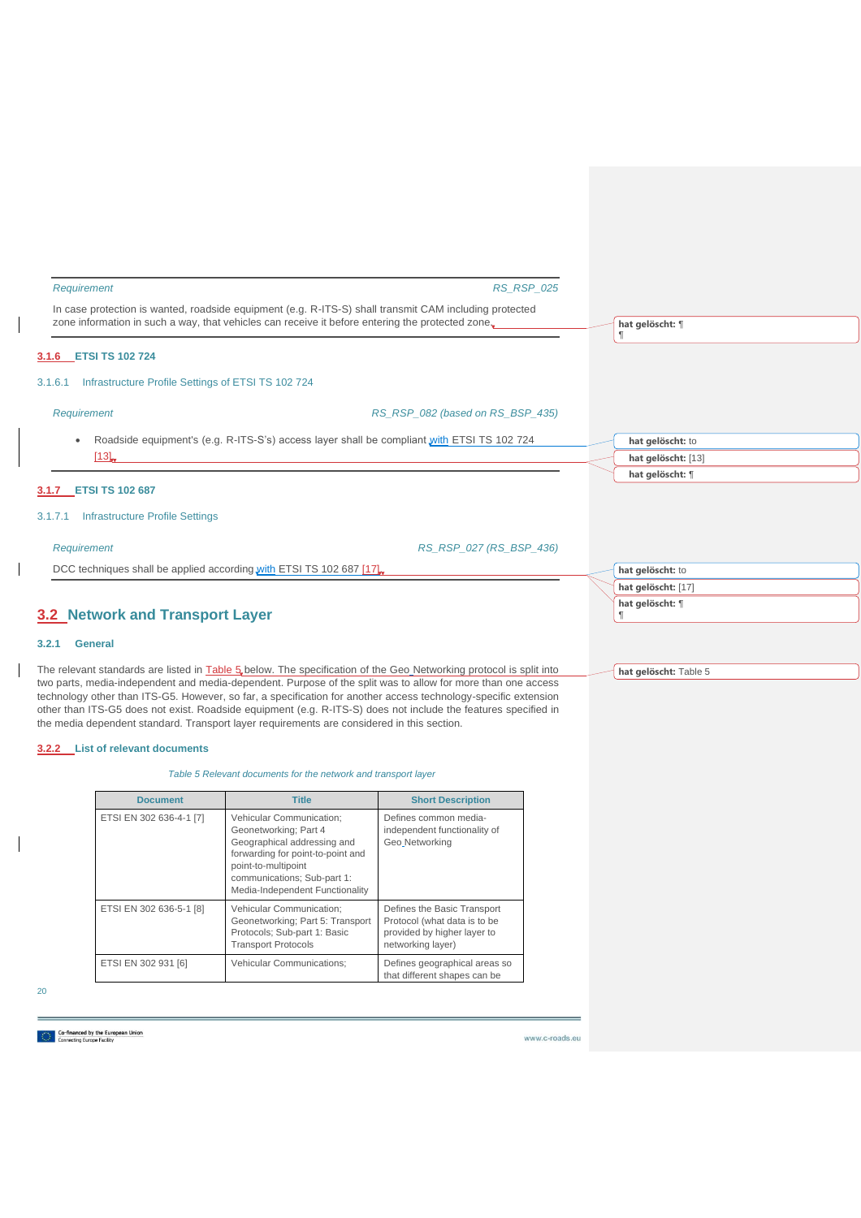*Requirement* *RS_RSP_025*

In case protection is wanted, roadside equipment (e.g. R-ITS-S) shall transmit CAM including protected zone information in such a way, that vehicles can receive it before entering the protected zone.

### 3.1.6 ETSI TS 102 724

#### 3.1.6.1 Infrastructure Profile Settings of ETSI TS 102 724

*Requirement* *RS_RSP_082 (based on RS_BSP_435)*

- Roadside equipment's (e.g. R-ITS-S's) access layer shall be compliant with ETSI TS 102 724 [13].

### 3.1.7 ETSI TS 102 687

#### 3.1.7.1 Infrastructure Profile Settings

*Requirement* *RS_RSP_027 (RS_BSP_436)*

DCC techniques shall be applied according with ETSI TS 102 687 [17].

## 3.2 Network and Transport Layer

### 3.2.1 General

The relevant standards are listed in Table 5 below. The specification of the Geo Networking protocol is split into two parts, media-independent and media-dependent. Purpose of the split was to allow for more than one access technology other than ITS-G5. However, so far, a specification for another access technology-specific extension other than ITS-G5 does not exist. Roadside equipment (e.g. R-ITS-S) does not include the features specified in the media dependent standard. Transport layer requirements are considered in this section.

### 3.2.2 List of relevant documents

*Table 5 Relevant documents for the network and transport layer*

| Document | Title | Short Description |
|---|---|---|
| ETSI EN 302 636-4-1 [7] | Vehicular Communication; Geonetworking; Part 4 Geographical addressing and forwarding for point-to-point and point-to-multipoint communications; Sub-part 1: Media-Independent Functionality | Defines common media-independent functionality of Geo Networking |
| ETSI EN 302 636-5-1 [8] | Vehicular Communication; Geonetworking; Part 5: Transport Protocols; Sub-part 1: Basic Transport Protocols | Defines the Basic Transport Protocol (what data is to be provided by higher layer to networking layer) |
| ETSI EN 302 931 [6] | Vehicular Communications; | Defines geographical areas so that different shapes can be |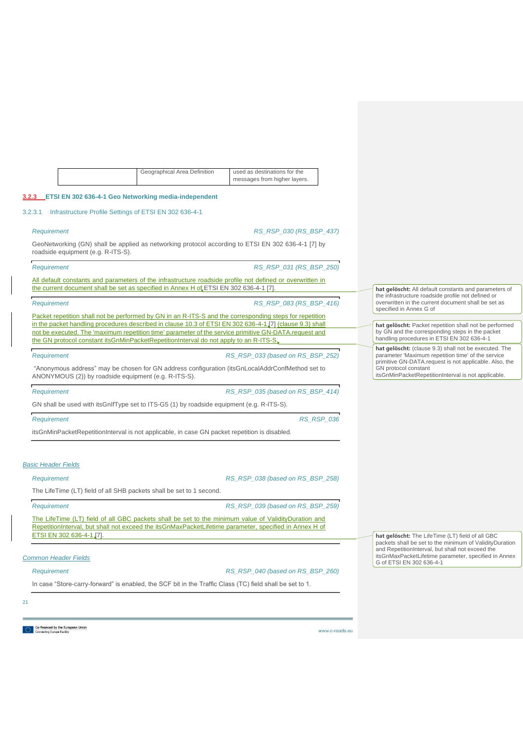| | Geographical Area Definition | used as destinations for the messages from higher layers. |
|---|---|---|

### 3.2.3 ETSI EN 302 636-4-1 Geo Networking media-independent

#### 3.2.3.1 Infrastructure Profile Settings of ETSI EN 302 636-4-1

*Requirement* *RS_RSP_030 (RS_BSP_437)*

GeoNetworking (GN) shall be applied as networking protocol according to ETSI EN 302 636-4-1 [7] by roadside equipment (e.g. R-ITS-S).

---

*Requirement* *RS_RSP_031 (RS_BSP_250)*

All default constants and parameters of the infrastructure roadside profile not defined or overwritten in the current document shall be set as specified in Annex H of ETSI EN 302 636-4-1 [7].

---

*Requirement* *RS_RSP_083 (RS_BSP_416)*

Packet repetition shall not be performed by GN in an R-ITS-S and the corresponding steps for repetition in the packet handling procedures described in clause 10.3 of ETSI EN 302 636-4-1 [7] (clause 9.3) shall not be executed. The 'maximum repetition time' parameter of the service primitive GN-DATA.request and the GN protocol constant itsGnMinPacketRepetitionInterval do not apply to an R-ITS-S.

---

*Requirement* *RS_RSP_033 (based on RS_BSP_252)*

"Anonymous address" may be chosen for GN address configuration (itsGnLocalAddrConfMethod set to ANONYMOUS (2)) by roadside equipment (e.g. R-ITS-S).

---

*Requirement* *RS_RSP_035 (based on RS_BSP_414)*

GN shall be used with itsGnIfType set to ITS-G5 (1) by roadside equipment (e.g. R-ITS-S).

---

*Requirement* *RS_RSP_036*

itsGnMinPacketRepetitionInterval is not applicable, in case GN packet repetition is disabled.

---

*Basic Header Fields*

*Requirement* *RS_RSP_038 (based on RS_BSP_258)*

The LifeTime (LT) field of all SHB packets shall be set to 1 second.

---

*Requirement* *RS_RSP_039 (based on RS_BSP_259)*

The LifeTime (LT) field of all GBC packets shall be set to the minimum value of ValidityDuration and RepetitionInterval, but shall not exceed the itsGnMaxPacketLifetime parameter, specified in Annex H of ETSI EN 302 636-4-1 [7].

---

*Common Header Fields*

*Requirement* *RS_RSP_040 (based on RS_BSP_260)*

In case "Store-carry-forward" is enabled, the SCF bit in the Traffic Class (TC) field shall be set to 1.

---

**hat gelöscht:** All default constants and parameters of the infrastructure roadside profile not defined or overwritten in the current document shall be set as specified in Annex G of

**hat gelöscht:** Packet repetition shall not be performed by GN and the corresponding steps in the packet handling procedures in ETSI EN 302 636-4-1

**hat gelöscht:** (clause 9.3) shall not be executed. The parameter 'Maximum repetition time' of the service primitive GN-DATA.request is not applicable. Also, the GN protocol constant itsGnMinPacketRepetitionInterval is not applicable.

**hat gelöscht:** The LifeTime (LT) field of all GBC packets shall be set to the minimum of ValidityDuration and RepetitionInterval, but shall not exceed the itsGnMaxPacketLifetime parameter, specified in Annex G of ETSI EN 302 636-4-1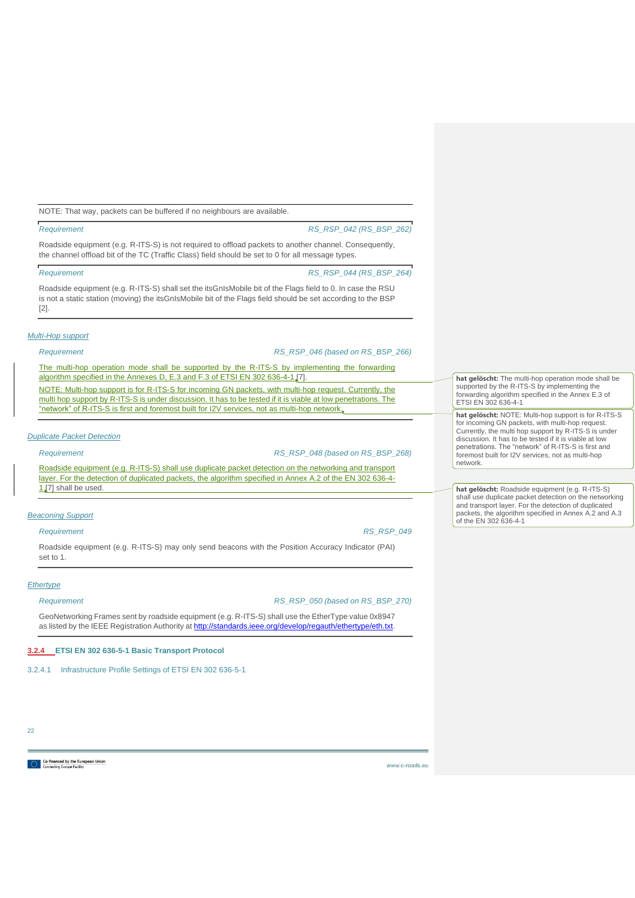NOTE: That way, packets can be buffered if no neighbours are available.

| *Requirement* | *RS_RSP_042 (RS_BSP_262)* |
|---|---|

Roadside equipment (e.g. R-ITS-S) is not required to offload packets to another channel. Consequently, the channel offload bit of the TC (Traffic Class) field should be set to 0 for all message types.

| *Requirement* | *RS_RSP_044 (RS_BSP_264)* |
|---|---|

Roadside equipment (e.g. R-ITS-S) shall set the itsGnIsMobile bit of the Flags field to 0. In case the RSU is not a static station (moving) the itsGnIsMobile bit of the Flags field should be set according to the BSP [2].

*Multi-Hop support*

| *Requirement* | *RS_RSP_046 (based on RS_BSP_266)* |
|---|---|

The multi-hop operation mode shall be supported by the R-ITS-S by implementing the forwarding algorithm specified in the Annexes D, E.3 and F.3 of ETSI EN 302 636-4-1 [7].

NOTE: Multi-hop support is for R-ITS-S for incoming GN packets, with multi-hop request. Currently, the multi hop support by R-ITS-S is under discussion. It has to be tested if it is viable at low penetrations. The "network" of R-ITS-S is first and foremost built for I2V services, not as multi-hop network.

**hat gelöscht:** The multi-hop operation mode shall be supported by the R-ITS-S by implementing the forwarding algorithm specified in the Annex E.3 of ETSI EN 302 636-4-1

**hat gelöscht:** NOTE: Multi-hop support is for R-ITS-S for incoming GN packets, with multi-hop request. Currently, the multi hop support by R-ITS-S is under discussion. It has to be tested if it is viable at low penetrations. The "network" of R-ITS-S is first and foremost built for I2V services, not as multi-hop network.

*Duplicate Packet Detection*

| *Requirement* | *RS_RSP_048 (based on RS_BSP_268)* |
|---|---|

Roadside equipment (e.g. R-ITS-S) shall use duplicate packet detection on the networking and transport layer. For the detection of duplicated packets, the algorithm specified in Annex A.2 of the EN 302 636-4-1 [7] shall be used.

**hat gelöscht:** Roadside equipment (e.g. R-ITS-S) shall use duplicate packet detection on the networking and transport layer. For the detection of duplicated packets, the algorithm specified in Annex A.2 and A.3 of the EN 302 636-4-1

*Beaconing Support*

| *Requirement* | *RS_RSP_049* |
|---|---|

Roadside equipment (e.g. R-ITS-S) may only send beacons with the Position Accuracy Indicator (PAI) set to 1.

*Ethertype*

| *Requirement* | *RS_RSP_050 (based on RS_BSP_270)* |
|---|---|

GeoNetworking Frames sent by roadside equipment (e.g. R-ITS-S) shall use the EtherType value 0x8947 as listed by the IEEE Registration Authority at http://standards.ieee.org/develop/regauth/ethertype/eth.txt.

### 3.2.4 ETSI EN 302 636-5-1 Basic Transport Protocol

#### 3.2.4.1 Infrastructure Profile Settings of ETSI EN 302 636-5-1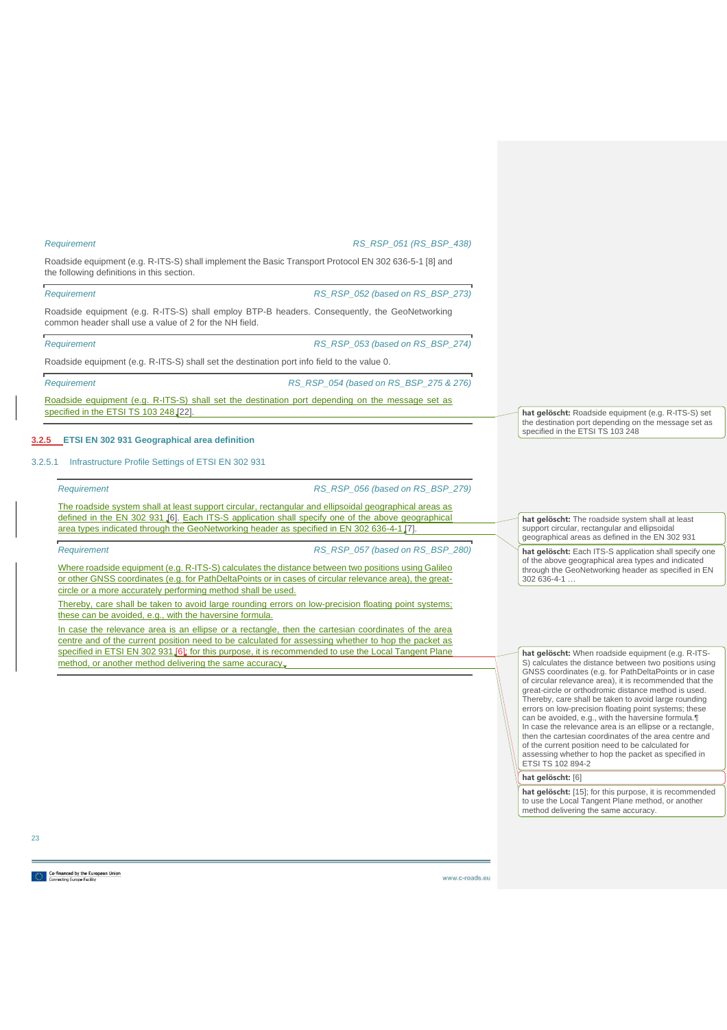| *Requirement* | *RS_RSP_051 (RS_BSP_438)* |
|---|---|

Roadside equipment (e.g. R-ITS-S) shall implement the Basic Transport Protocol EN 302 636-5-1 [8] and the following definitions in this section.

| *Requirement* | *RS_RSP_052 (based on RS_BSP_273)* |
|---|---|

Roadside equipment (e.g. R-ITS-S) shall employ BTP-B headers. Consequently, the GeoNetworking common header shall use a value of 2 for the NH field.

| *Requirement* | *RS_RSP_053 (based on RS_BSP_274)* |
|---|---|

Roadside equipment (e.g. R-ITS-S) shall set the destination port info field to the value 0.

| *Requirement* | *RS_RSP_054 (based on RS_BSP_275 & 276)* |
|---|---|

Roadside equipment (e.g. R-ITS-S) shall set the destination port depending on the message set as specified in the ETSI TS 103 248 [22].

### 3.2.5 ETSI EN 302 931 Geographical area definition

#### 3.2.5.1 Infrastructure Profile Settings of ETSI EN 302 931

| *Requirement* | *RS_RSP_056 (based on RS_BSP_279)* |
|---|---|

The roadside system shall at least support circular, rectangular and ellipsoidal geographical areas as defined in the EN 302 931 [6]. Each ITS-S application shall specify one of the above geographical area types indicated through the GeoNetworking header as specified in EN 302 636-4-1 [7].

| *Requirement* | *RS_RSP_057 (based on RS_BSP_280)* |
|---|---|

Where roadside equipment (e.g. R-ITS-S) calculates the distance between two positions using Galileo or other GNSS coordinates (e.g. for PathDeltaPoints or in cases of circular relevance area), the great-circle or a more accurately performing method shall be used.

Thereby, care shall be taken to avoid large rounding errors on low-precision floating point systems; these can be avoided, e.g., with the haversine formula.

In case the relevance area is an ellipse or a rectangle, then the cartesian coordinates of the area centre and of the current position need to be calculated for assessing whether to hop the packet as specified in ETSI EN 302 931 [6]; for this purpose, it is recommended to use the Local Tangent Plane method, or another method delivering the same accuracy.

**hat gelöscht:** Roadside equipment (e.g. R-ITS-S) set the destination port depending on the message set as specified in the ETSI TS 103 248

**hat gelöscht:** The roadside system shall at least support circular, rectangular and ellipsoidal geographical areas as defined in the EN 302 931

**hat gelöscht:** Each ITS-S application shall specify one of the above geographical area types and indicated through the GeoNetworking header as specified in EN 302 636-4-1 …

**hat gelöscht:** When roadside equipment (e.g. R-ITS-S) calculates the distance between two positions using GNSS coordinates (e.g. for PathDeltaPoints or in case of circular relevance area), it is recommended that the great-circle or orthodromic distance method is used. Thereby, care shall be taken to avoid large rounding errors on low-precision floating point systems; these can be avoided, e.g., with the haversine formula.¶
In case the relevance area is an ellipse or a rectangle, then the cartesian coordinates of the area centre and of the current position need to be calculated for assessing whether to hop the packet as specified in ETSI TS 102 894-2

**hat gelöscht:** [6]

**hat gelöscht:** [15]; for this purpose, it is recommended to use the Local Tangent Plane method, or another method delivering the same accuracy.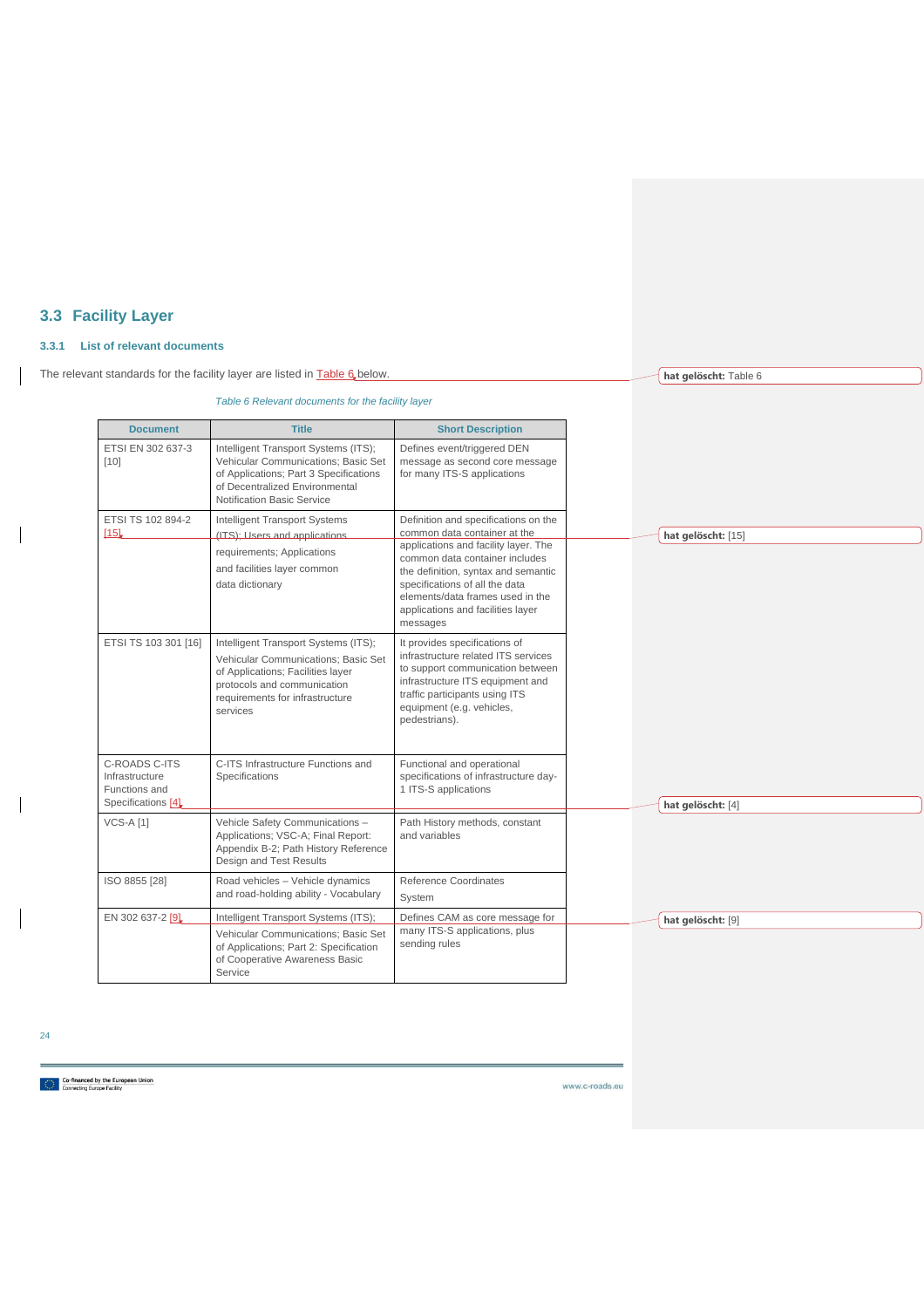## 3.3 Facility Layer

### 3.3.1 List of relevant documents

The relevant standards for the facility layer are listed in Table 6 below.

*Table 6 Relevant documents for the facility layer*

| Document | Title | Short Description |
|---|---|---|
| ETSI EN 302 637-3 [10] | Intelligent Transport Systems (ITS); Vehicular Communications; Basic Set of Applications; Part 3 Specifications of Decentralized Environmental Notification Basic Service | Defines event/triggered DEN message as second core message for many ITS-S applications |
| ETSI TS 102 894-2 [15] | Intelligent Transport Systems (ITS); Users and applications requirements; Applications and facilities layer common data dictionary | Definition and specifications on the common data container at the applications and facility layer. The common data container includes the definition, syntax and semantic specifications of all the data elements/data frames used in the applications and facilities layer messages |
| ETSI TS 103 301 [16] | Intelligent Transport Systems (ITS); Vehicular Communications; Basic Set of Applications; Facilities layer protocols and communication requirements for infrastructure services | It provides specifications of infrastructure related ITS services to support communication between infrastructure ITS equipment and traffic participants using ITS equipment (e.g. vehicles, pedestrians). |
| C-ROADS C-ITS Infrastructure Functions and Specifications [4] | C-ITS Infrastructure Functions and Specifications | Functional and operational specifications of infrastructure day-1 ITS-S applications |
| VCS-A [1] | Vehicle Safety Communications – Applications; VSC-A; Final Report: Appendix B-2; Path History Reference Design and Test Results | Path History methods, constant and variables |
| ISO 8855 [28] | Road vehicles – Vehicle dynamics and road-holding ability - Vocabulary | Reference Coordinates System |
| EN 302 637-2 [9] | Intelligent Transport Systems (ITS); Vehicular Communications; Basic Set of Applications; Part 2: Specification of Cooperative Awareness Basic Service | Defines CAM as core message for many ITS-S applications, plus sending rules |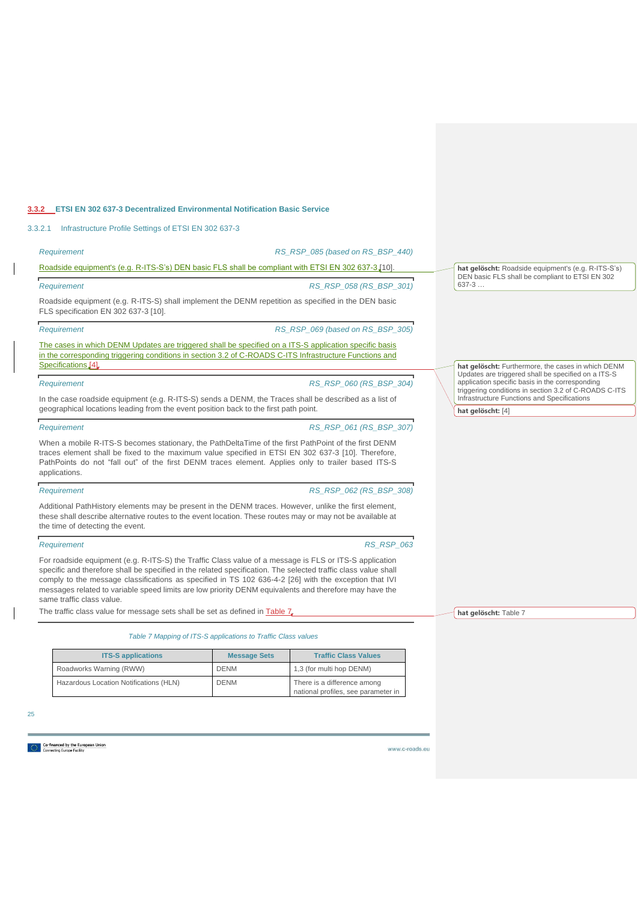### 3.3.2 ETSI EN 302 637-3 Decentralized Environmental Notification Basic Service

#### 3.3.2.1 Infrastructure Profile Settings of ETSI EN 302 637-3

*Requirement* *RS_RSP_085 (based on RS_BSP_440)*

Roadside equipment's (e.g. R-ITS-S's) DEN basic FLS shall be compliant with ETSI EN 302 637-3 [10].

*Requirement* *RS_RSP_058 (RS_BSP_301)*

Roadside equipment (e.g. R-ITS-S) shall implement the DENM repetition as specified in the DEN basic FLS specification EN 302 637-3 [10].

*Requirement* *RS_RSP_069 (based on RS_BSP_305)*

The cases in which DENM Updates are triggered shall be specified on a ITS-S application specific basis in the corresponding triggering conditions in section 3.2 of C-ROADS C-ITS Infrastructure Functions and Specifications [4].

*Requirement* *RS_RSP_060 (RS_BSP_304)*

In the case roadside equipment (e.g. R-ITS-S) sends a DENM, the Traces shall be described as a list of geographical locations leading from the event position back to the first path point.

*Requirement* *RS_RSP_061 (RS_BSP_307)*

When a mobile R-ITS-S becomes stationary, the PathDeltaTime of the first PathPoint of the first DENM traces element shall be fixed to the maximum value specified in ETSI EN 302 637-3 [10]. Therefore, PathPoints do not "fall out" of the first DENM traces element. Applies only to trailer based ITS-S applications.

*Requirement* *RS_RSP_062 (RS_BSP_308)*

Additional PathHistory elements may be present in the DENM traces. However, unlike the first element, these shall describe alternative routes to the event location. These routes may or may not be available at the time of detecting the event.

*Requirement* *RS_RSP_063*

For roadside equipment (e.g. R-ITS-S) the Traffic Class value of a message is FLS or ITS-S application specific and therefore shall be specified in the related specification. The selected traffic class value shall comply to the message classifications as specified in TS 102 636-4-2 [26] with the exception that IVI messages related to variable speed limits are low priority DENM equivalents and therefore may have the same traffic class value.

The traffic class value for message sets shall be set as defined in Table 7.

*Table 7 Mapping of ITS-S applications to Traffic Class values*

| ITS-S applications | Message Sets | Traffic Class Values |
| --- | --- | --- |
| Roadworks Warning (RWW) | DENM | 1,3 (for multi hop DENM) |
| Hazardous Location Notifications (HLN) | DENM | There is a difference among national profiles, see parameter in |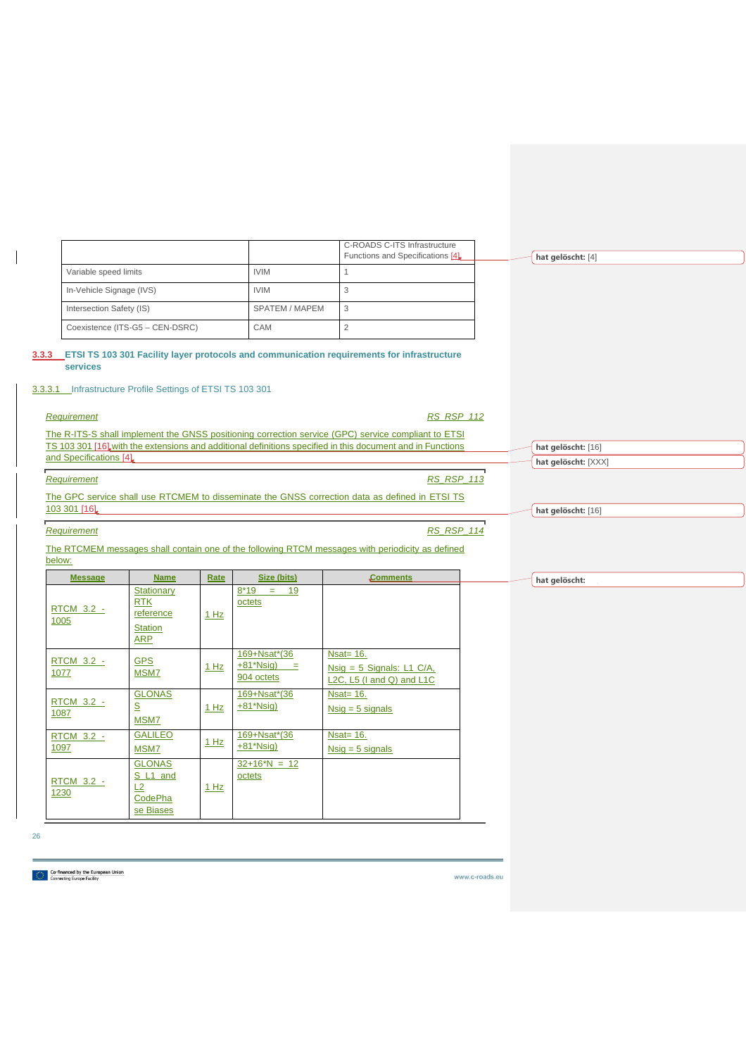| | | C-ROADS C-ITS Infrastructure Functions and Specifications [4] |
|---|---|---|
| Variable speed limits | IVIM | 1 |
| In-Vehicle Signage (IVS) | IVIM | 3 |
| Intersection Safety (IS) | SPATEM / MAPEM | 3 |
| Coexistence (ITS-G5 – CEN-DSRC) | CAM | 2 |

### 3.3.3 ETSI TS 103 301 Facility layer protocols and communication requirements for infrastructure services

#### 3.3.3.1 Infrastructure Profile Settings of ETSI TS 103 301

*Requirement* *RS_RSP_112*

The R-ITS-S shall implement the GNSS positioning correction service (GPC) service compliant to ETSI TS 103 301 [16] with the extensions and additional definitions specified in this document and in Functions and Specifications [4].

*Requirement* *RS_RSP_113*

The GPC service shall use RTCMEM to disseminate the GNSS correction data as defined in ETSI TS 103 301 [16].

*Requirement* *RS_RSP_114*

The RTCMEM messages shall contain one of the following RTCM messages with periodicity as defined below:

| Message | Name | Rate | Size (bits) | Comments |
|---|---|---|---|---|
| RTCM 3.2 - 1005 | Stationary RTK reference Station ARP | 1 Hz | 8*19 = 19 octets | |
| RTCM 3.2 - 1077 | GPS MSM7 | 1 Hz | 169+Nsat*(36 +81*Nsig) = 904 octets | Nsat= 16. Nsig = 5 Signals: L1 C/A, L2C, L5 (I and Q) and L1C |
| RTCM 3.2 - 1087 | GLONASS MSM7 | 1 Hz | 169+Nsat*(36 +81*Nsig) | Nsat= 16. Nsig = 5 signals |
| RTCM 3.2 - 1097 | GALILEO MSM7 | 1 Hz | 169+Nsat*(36 +81*Nsig) | Nsat= 16. Nsig = 5 signals |
| RTCM 3.2 - 1230 | GLONASS L1 and L2 CodePhase Biases | 1 Hz | 32+16*N = 12 octets | |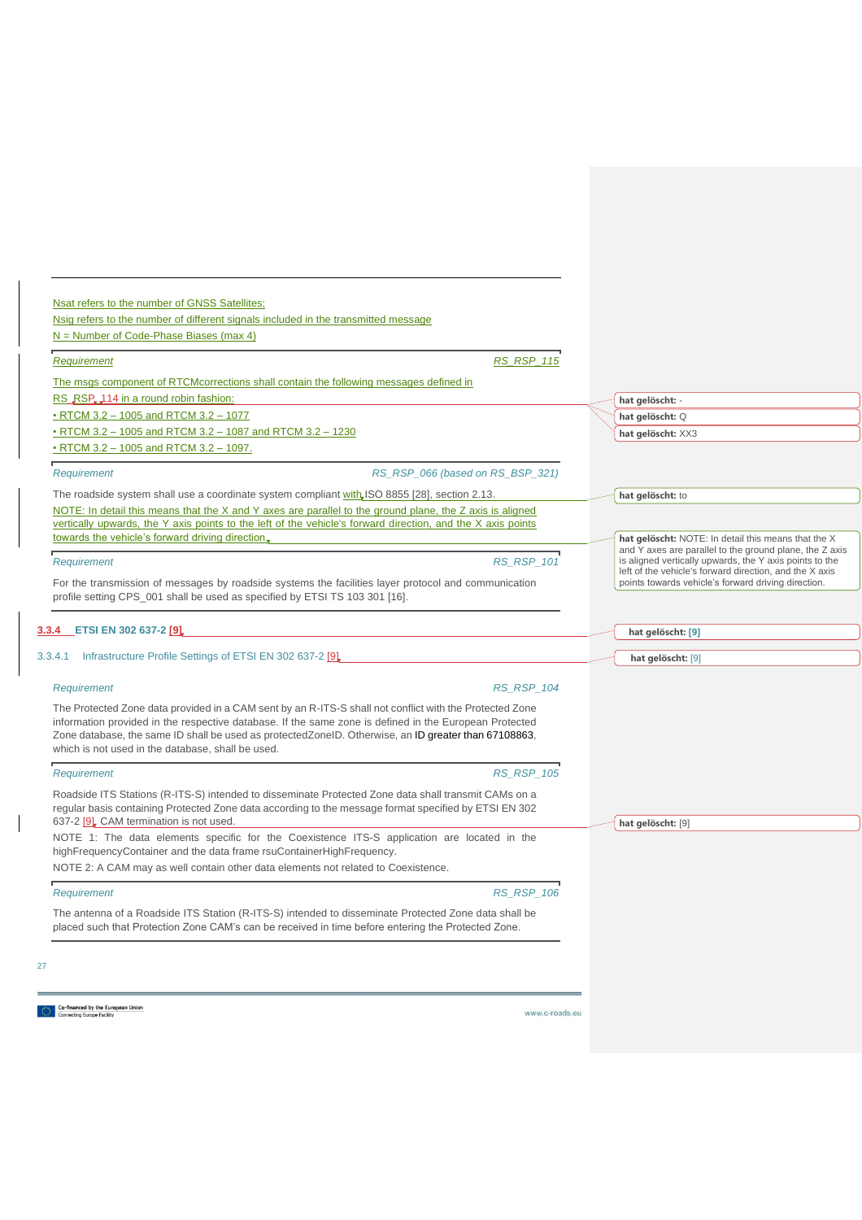Nsat refers to the number of GNSS Satellites;

Nsig refers to the number of different signals included in the transmitted message

N = Number of Code-Phase Biases (max 4)

| *Requirement* | *RS_RSP_115* |
|---|---|

The msgs component of RTCMcorrections shall contain the following messages defined in RS_RSP_114 in a round robin fashion:

- RTCM 3.2 – 1005 and RTCM 3.2 – 1077
- RTCM 3.2 – 1005 and RTCM 3.2 – 1087 and RTCM 3.2 – 1230
- RTCM 3.2 – 1005 and RTCM 3.2 – 1097.

| *Requirement* | *RS_RSP_066 (based on RS_BSP_321)* |
|---|---|

The roadside system shall use a coordinate system compliant with ISO 8855 [28], section 2.13.

NOTE: In detail this means that the X and Y axes are parallel to the ground plane, the Z axis is aligned vertically upwards, the Y axis points to the left of the vehicle's forward direction, and the X axis points towards the vehicle's forward driving direction.

| *Requirement* | *RS_RSP_101* |
|---|---|

For the transmission of messages by roadside systems the facilities layer protocol and communication profile setting CPS_001 shall be used as specified by ETSI TS 103 301 [16].

### 3.3.4 ETSI EN 302 637-2 [9]

#### 3.3.4.1 Infrastructure Profile Settings of ETSI EN 302 637-2 [9]

| *Requirement* | *RS_RSP_104* |
|---|---|

The Protected Zone data provided in a CAM sent by an R-ITS-S shall not conflict with the Protected Zone information provided in the respective database. If the same zone is defined in the European Protected Zone database, the same ID shall be used as protectedZoneID. Otherwise, an ID greater than 67108863, which is not used in the database, shall be used.

| *Requirement* | *RS_RSP_105* |
|---|---|

Roadside ITS Stations (R-ITS-S) intended to disseminate Protected Zone data shall transmit CAMs on a regular basis containing Protected Zone data according to the message format specified by ETSI EN 302 637-2 [9]. CAM termination is not used.

NOTE 1: The data elements specific for the Coexistence ITS-S application are located in the highFrequencyContainer and the data frame rsuContainerHighFrequency.

NOTE 2: A CAM may as well contain other data elements not related to Coexistence.

| *Requirement* | *RS_RSP_106* |
|---|---|

The antenna of a Roadside ITS Station (R-ITS-S) intended to disseminate Protected Zone data shall be placed such that Protection Zone CAM's can be received in time before entering the Protected Zone.

hat gelöscht: -

hat gelöscht: Q

hat gelöscht: XX3

hat gelöscht: to

hat gelöscht: NOTE: In detail this means that the X and Y axes are parallel to the ground plane, the Z axis is aligned vertically upwards, the Y axis points to the left of the vehicle's forward direction, and the X axis points towards vehicle's forward driving direction.

hat gelöscht: [9]

hat gelöscht: [9]

hat gelöscht: [9]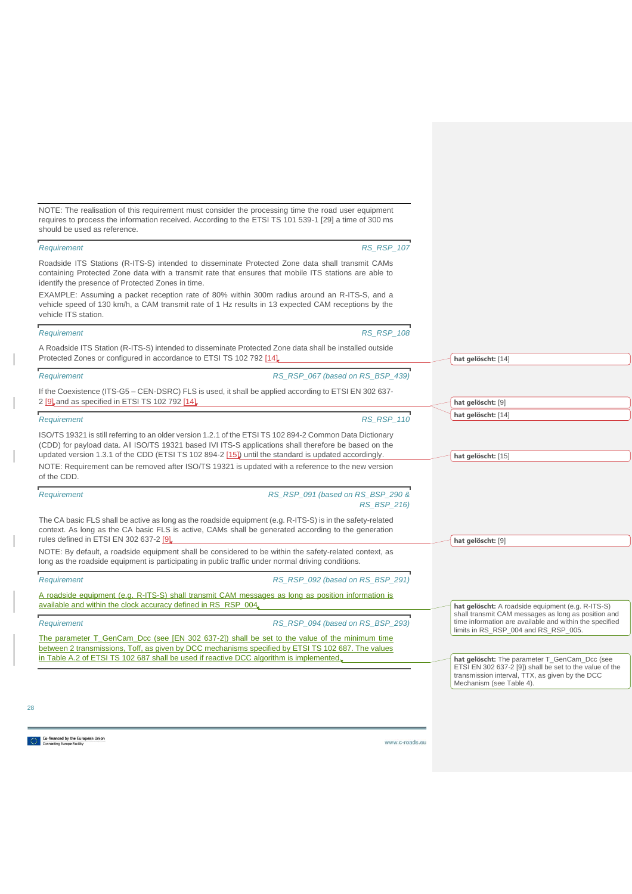NOTE: The realisation of this requirement must consider the processing time the road user equipment requires to process the information received. According to the ETSI TS 101 539-1 [29] a time of 300 ms should be used as reference.

| *Requirement* | *RS_RSP_107* |
|---|---|

Roadside ITS Stations (R-ITS-S) intended to disseminate Protected Zone data shall transmit CAMs containing Protected Zone data with a transmit rate that ensures that mobile ITS stations are able to identify the presence of Protected Zones in time.

EXAMPLE: Assuming a packet reception rate of 80% within 300m radius around an R-ITS-S, and a vehicle speed of 130 km/h, a CAM transmit rate of 1 Hz results in 13 expected CAM receptions by the vehicle ITS station.

| *Requirement* | *RS_RSP_108* |
|---|---|

A Roadside ITS Station (R-ITS-S) intended to disseminate Protected Zone data shall be installed outside Protected Zones or configured in accordance to ETSI TS 102 792 [14].

| *Requirement* | *RS_RSP_067 (based on RS_BSP_439)* |
|---|---|

If the Coexistence (ITS-G5 – CEN-DSRC) FLS is used, it shall be applied according to ETSI EN 302 637-2 [9] and as specified in ETSI TS 102 792 [14].

| *Requirement* | *RS_RSP_110* |
|---|---|

ISO/TS 19321 is still referring to an older version 1.2.1 of the ETSI TS 102 894-2 Common Data Dictionary (CDD) for payload data. All ISO/TS 19321 based IVI ITS-S applications shall therefore be based on the updated version 1.3.1 of the CDD (ETSI TS 102 894-2 [15]) until the standard is updated accordingly.

NOTE: Requirement can be removed after ISO/TS 19321 is updated with a reference to the new version of the CDD.

| *Requirement* | *RS_RSP_091 (based on RS_BSP_290 & RS_BSP_216)* |
|---|---|

The CA basic FLS shall be active as long as the roadside equipment (e.g. R-ITS-S) is in the safety-related context. As long as the CA basic FLS is active, CAMs shall be generated according to the generation rules defined in ETSI EN 302 637-2 [9].

NOTE: By default, a roadside equipment shall be considered to be within the safety-related context, as long as the roadside equipment is participating in public traffic under normal driving conditions.

| *Requirement* | *RS_RSP_092 (based on RS_BSP_291)* |
|---|---|

A roadside equipment (e.g. R-ITS-S) shall transmit CAM messages as long as position information is available and within the clock accuracy defined in RS_RSP_004.

| *Requirement* | *RS_RSP_094 (based on RS_BSP_293)* |
|---|---|

The parameter T_GenCam_Dcc (see [EN 302 637-2]) shall be set to the value of the minimum time between 2 transmissions, Toff, as given by DCC mechanisms specified by ETSI TS 102 687. The values in Table A.2 of ETSI TS 102 687 shall be used if reactive DCC algorithm is implemented.

**hat gelöscht:** [14]

**hat gelöscht:** [9]

**hat gelöscht:** [14]

**hat gelöscht:** [15]

**hat gelöscht:** [9]

**hat gelöscht:** A roadside equipment (e.g. R-ITS-S) shall transmit CAM messages as long as position and time information are available and within the specified limits in RS_RSP_004 and RS_RSP_005.

**hat gelöscht:** The parameter T_GenCam_Dcc (see ETSI EN 302 637-2 [9]) shall be set to the value of the transmission interval, TTX, as given by the DCC Mechanism (see Table 4).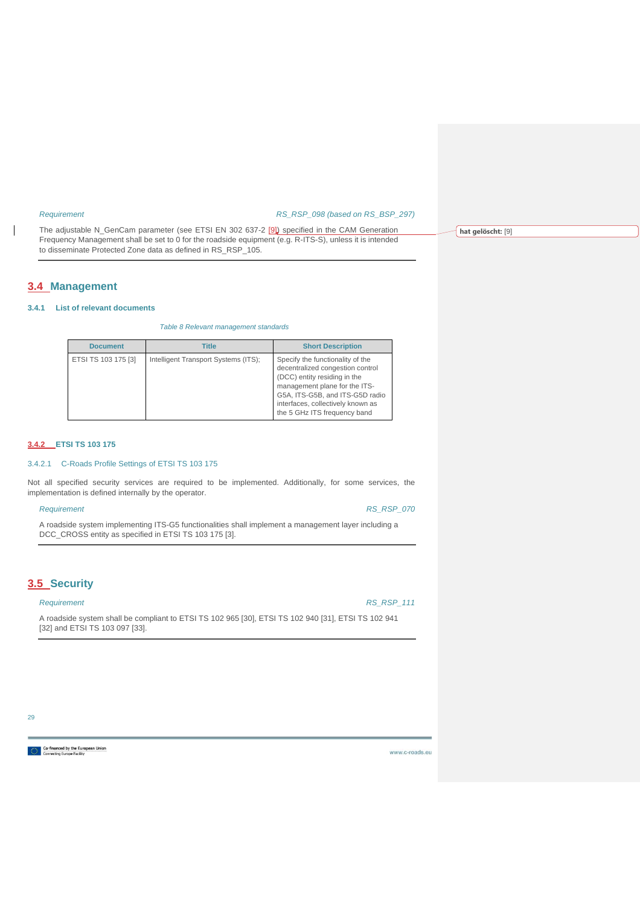*Requirement* *RS_RSP_098 (based on RS_BSP_297)*

The adjustable N_GenCam parameter (see ETSI EN 302 637-2 [9]) specified in the CAM Generation Frequency Management shall be set to 0 for the roadside equipment (e.g. R-ITS-S), unless it is intended to disseminate Protected Zone data as defined in RS_RSP_105.

## 3.4 Management

### 3.4.1 List of relevant documents

*Table 8 Relevant management standards*

| Document | Title | Short Description |
|---|---|---|
| ETSI TS 103 175 [3] | Intelligent Transport Systems (ITS); | Specify the functionality of the decentralized congestion control (DCC) entity residing in the management plane for the ITS-G5A, ITS-G5B, and ITS-G5D radio interfaces, collectively known as the 5 GHz ITS frequency band |

### 3.4.2 ETSI TS 103 175

#### 3.4.2.1 C-Roads Profile Settings of ETSI TS 103 175

Not all specified security services are required to be implemented. Additionally, for some services, the implementation is defined internally by the operator.

*Requirement* *RS_RSP_070*

A roadside system implementing ITS-G5 functionalities shall implement a management layer including a DCC_CROSS entity as specified in ETSI TS 103 175 [3].

## 3.5 Security

*Requirement* *RS_RSP_111*

A roadside system shall be compliant to ETSI TS 102 965 [30], ETSI TS 102 940 [31], ETSI TS 102 941 [32] and ETSI TS 103 097 [33].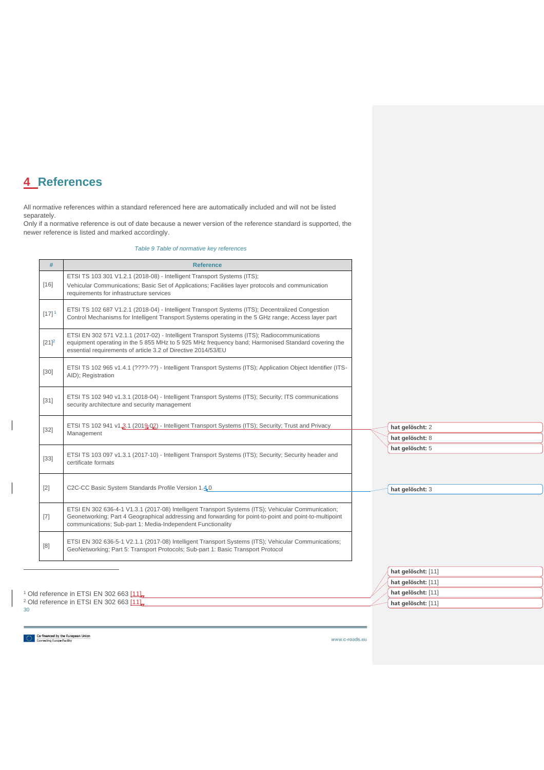# 4 References

All normative references within a standard referenced here are automatically included and will not be listed separately.
Only if a normative reference is out of date because a newer version of the reference standard is supported, the newer reference is listed and marked accordingly.

*Table 9 Table of normative key references*

| # | Reference |
|---|---|
| [16] | ETSI TS 103 301 V1.2.1 (2018-08) - Intelligent Transport Systems (ITS); Vehicular Communications; Basic Set of Applications; Facilities layer protocols and communication requirements for infrastructure services |
| [17][1] | ETSI TS 102 687 V1.2.1 (2018-04) - Intelligent Transport Systems (ITS); Decentralized Congestion Control Mechanisms for Intelligent Transport Systems operating in the 5 GHz range; Access layer part |
| [21][2] | ETSI EN 302 571 V2.1.1 (2017-02) - Intelligent Transport Systems (ITS); Radiocommunications equipment operating in the 5 855 MHz to 5 925 MHz frequency band; Harmonised Standard covering the essential requirements of article 3.2 of Directive 2014/53/EU |
| [30] | ETSI TS 102 965 v1.4.1 (????-??) - Intelligent Transport Systems (ITS); Application Object Identifier (ITS-AID); Registration |
| [31] | ETSI TS 102 940 v1.3.1 (2018-04) - Intelligent Transport Systems (ITS); Security; ITS communications security architecture and security management |
| [32] | ETSI TS 102 941 v1.3.1 (2019-02) - Intelligent Transport Systems (ITS); Security; Trust and Privacy Management |
| [33] | ETSI TS 103 097 v1.3.1 (2017-10) - Intelligent Transport Systems (ITS); Security; Security header and certificate formats |
| [2] | C2C-CC Basic System Standards Profile Version 1.4.0 |
| [7] | ETSI EN 302 636-4-1 V1.3.1 (2017-08) Intelligent Transport Systems (ITS); Vehicular Communication; Geonetworking; Part 4 Geographical addressing and forwarding for point-to-point and point-to-multipoint communications; Sub-part 1: Media-Independent Functionality |
| [8] | ETSI EN 302 636-5-1 V2.1.1 (2017-08) Intelligent Transport Systems (ITS); Vehicular Communications; GeoNetworking; Part 5: Transport Protocols; Sub-part 1: Basic Transport Protocol |

[1] Old reference in ETSI EN 302 663 [11]
[2] Old reference in ETSI EN 302 663 [11]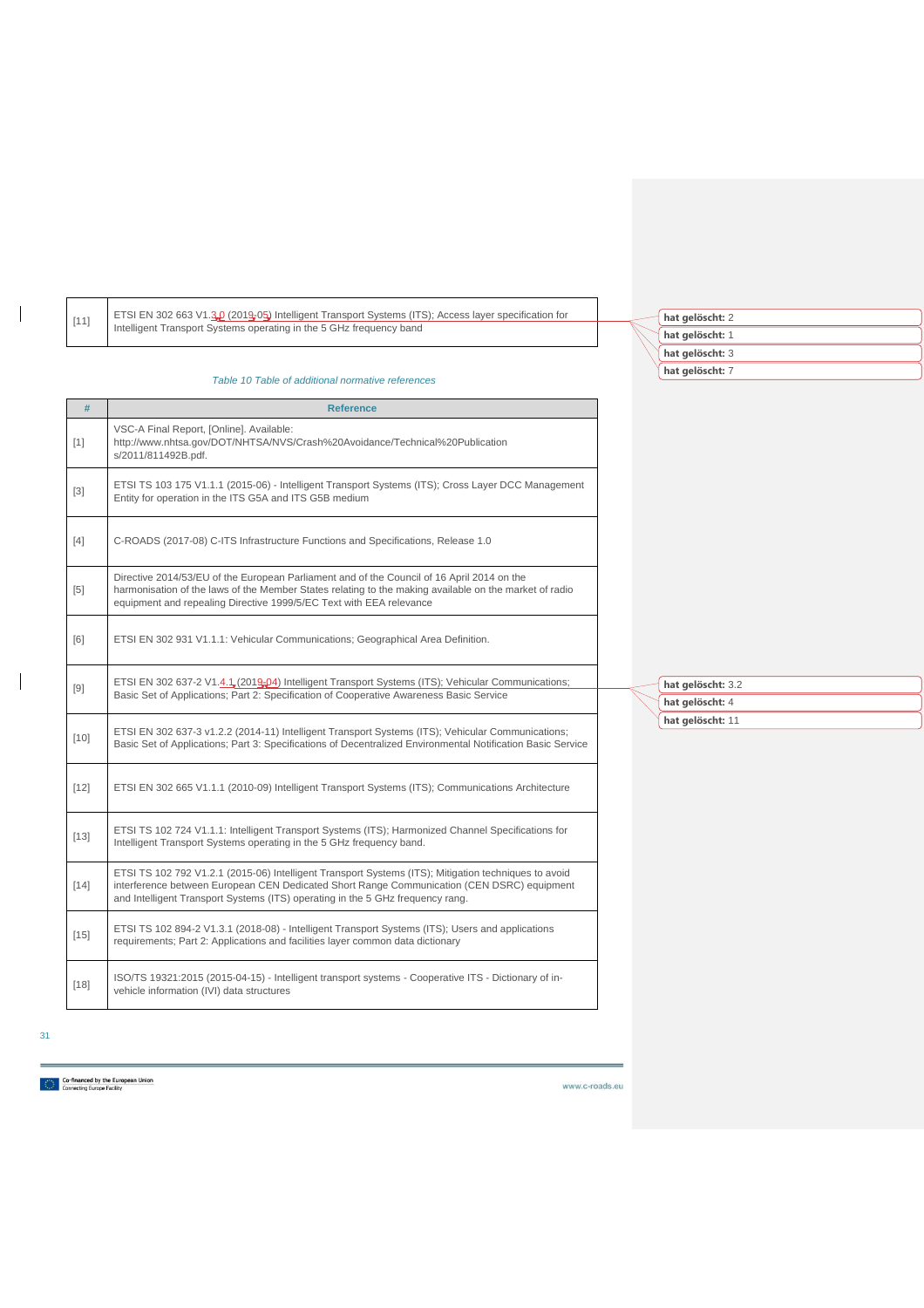| | |
|---|---|
| [11] | ETSI EN 302 663 V1.3.0 (2019-05) Intelligent Transport Systems (ITS); Access layer specification for Intelligent Transport Systems operating in the 5 GHz frequency band |

*Table 10 Table of additional normative references*

| # | Reference |
|---|---|
| [1] | VSC-A Final Report, [Online]. Available: http://www.nhtsa.gov/DOT/NHTSA/NVS/Crash%20Avoidance/Technical%20Publications/2011/811492B.pdf. |
| [3] | ETSI TS 103 175 V1.1.1 (2015-06) - Intelligent Transport Systems (ITS); Cross Layer DCC Management Entity for operation in the ITS G5A and ITS G5B medium |
| [4] | C-ROADS (2017-08) C-ITS Infrastructure Functions and Specifications, Release 1.0 |
| [5] | Directive 2014/53/EU of the European Parliament and of the Council of 16 April 2014 on the harmonisation of the laws of the Member States relating to the making available on the market of radio equipment and repealing Directive 1999/5/EC Text with EEA relevance |
| [6] | ETSI EN 302 931 V1.1.1: Vehicular Communications; Geographical Area Definition. |
| [9] | ETSI EN 302 637-2 V1.4.1 (2019-04) Intelligent Transport Systems (ITS); Vehicular Communications; Basic Set of Applications; Part 2: Specification of Cooperative Awareness Basic Service |
| [10] | ETSI EN 302 637-3 v1.2.2 (2014-11) Intelligent Transport Systems (ITS); Vehicular Communications; Basic Set of Applications; Part 3: Specifications of Decentralized Environmental Notification Basic Service |
| [12] | ETSI EN 302 665 V1.1.1 (2010-09) Intelligent Transport Systems (ITS); Communications Architecture |
| [13] | ETSI TS 102 724 V1.1.1: Intelligent Transport Systems (ITS); Harmonized Channel Specifications for Intelligent Transport Systems operating in the 5 GHz frequency band. |
| [14] | ETSI TS 102 792 V1.2.1 (2015-06) Intelligent Transport Systems (ITS); Mitigation techniques to avoid interference between European CEN Dedicated Short Range Communication (CEN DSRC) equipment and Intelligent Transport Systems (ITS) operating in the 5 GHz frequency rang. |
| [15] | ETSI TS 102 894-2 V1.3.1 (2018-08) - Intelligent Transport Systems (ITS); Users and applications requirements; Part 2: Applications and facilities layer common data dictionary |
| [18] | ISO/TS 19321:2015 (2015-04-15) - Intelligent transport systems - Cooperative ITS - Dictionary of in-vehicle information (IVI) data structures |

hat gelöscht: 2
hat gelöscht: 1
hat gelöscht: 3
hat gelöscht: 7
hat gelöscht: 3.2
hat gelöscht: 4
hat gelöscht: 11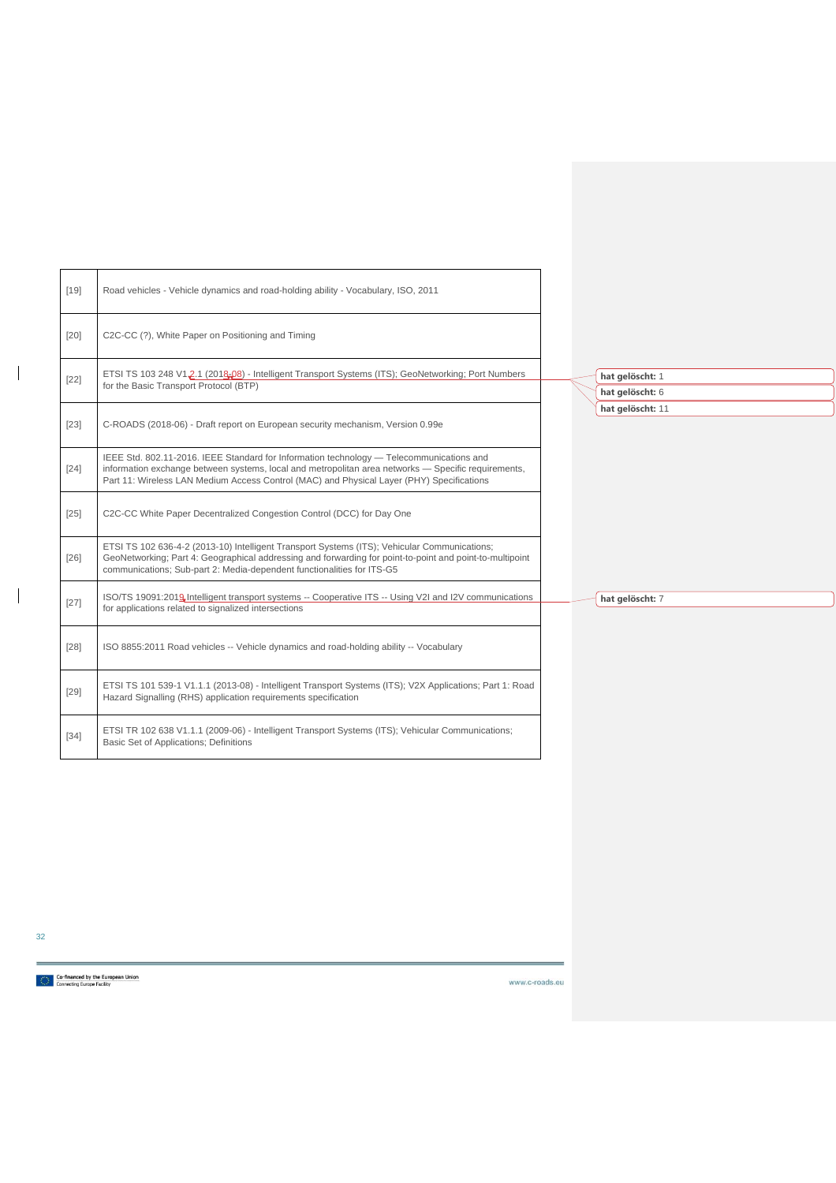| | |
|---|---|
| [19] | Road vehicles - Vehicle dynamics and road-holding ability - Vocabulary, ISO, 2011 |
| [20] | C2C-CC (?), White Paper on Positioning and Timing |
| [22] | ETSI TS 103 248 V1.2.1 (2018-08) - Intelligent Transport Systems (ITS); GeoNetworking; Port Numbers for the Basic Transport Protocol (BTP) |
| [23] | C-ROADS (2018-06) - Draft report on European security mechanism, Version 0.99e |
| [24] | IEEE Std. 802.11-2016. IEEE Standard for Information technology — Telecommunications and information exchange between systems, local and metropolitan area networks — Specific requirements, Part 11: Wireless LAN Medium Access Control (MAC) and Physical Layer (PHY) Specifications |
| [25] | C2C-CC White Paper Decentralized Congestion Control (DCC) for Day One |
| [26] | ETSI TS 102 636-4-2 (2013-10) Intelligent Transport Systems (ITS); Vehicular Communications; GeoNetworking; Part 4: Geographical addressing and forwarding for point-to-point and point-to-multipoint communications; Sub-part 2: Media-dependent functionalities for ITS-G5 |
| [27] | ISO/TS 19091:2019 Intelligent transport systems -- Cooperative ITS -- Using V2I and I2V communications for applications related to signalized intersections |
| [28] | ISO 8855:2011 Road vehicles -- Vehicle dynamics and road-holding ability -- Vocabulary |
| [29] | ETSI TS 101 539-1 V1.1.1 (2013-08) - Intelligent Transport Systems (ITS); V2X Applications; Part 1: Road Hazard Signalling (RHS) application requirements specification |
| [34] | ETSI TR 102 638 V1.1.1 (2009-06) - Intelligent Transport Systems (ITS); Vehicular Communications; Basic Set of Applications; Definitions |

**hat gelöscht:** 1

**hat gelöscht:** 6

**hat gelöscht:** 11

**hat gelöscht:** 7